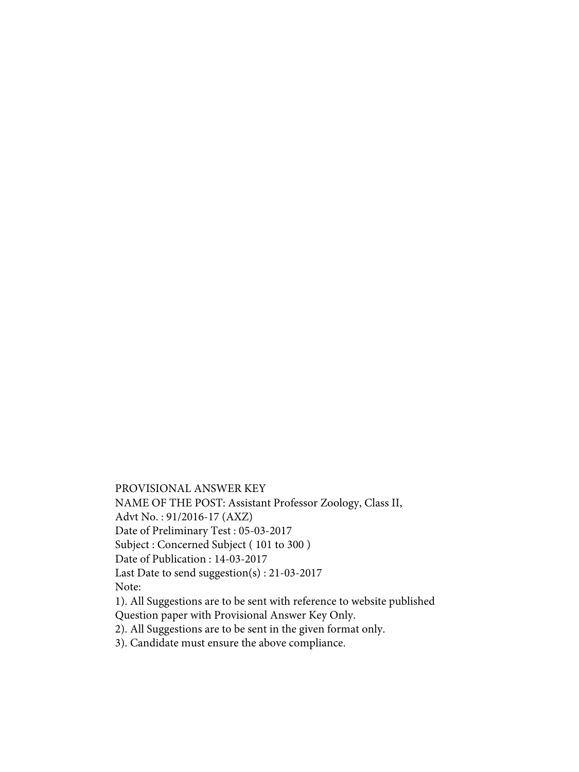PROVISIONAL ANSWER KEY
NAME OF THE POST: Assistant Professor Zoology, Class II,
Advt No. : 91/2016-17 (AXZ)
Date of Preliminary Test : 05-03-2017
Subject : Concerned Subject ( 101 to 300 )
Date of Publication : 14-03-2017
Last Date to send suggestion(s) : 21-03-2017
Note:
1). All Suggestions are to be sent with reference to website published Question paper with Provisional Answer Key Only.
2). All Suggestions are to be sent in the given format only.
3). Candidate must ensure the above compliance.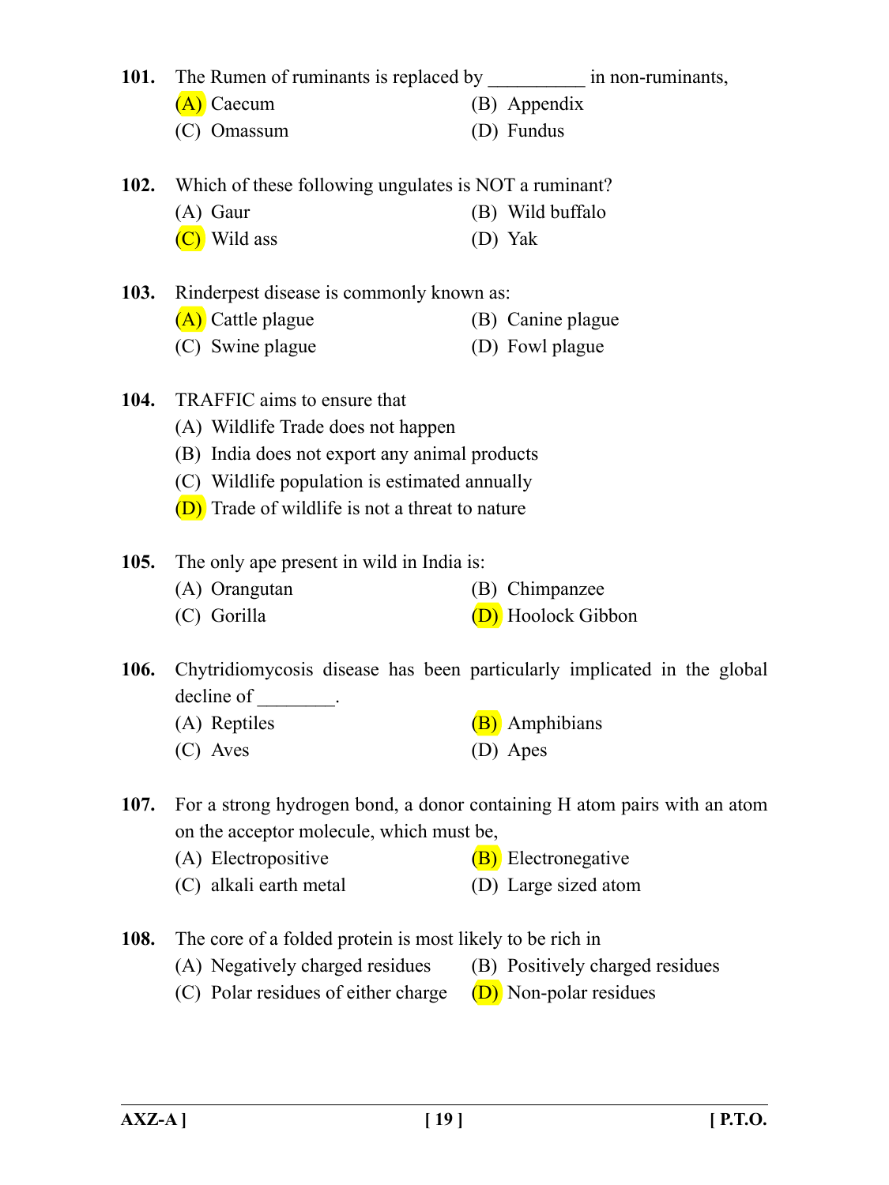**101.** The Rumen of ruminants is replaced by __________ in non-ruminants,

(A) Caecum
(B) Appendix
(C) Omassum
(D) Fundus

**102.** Which of these following ungulates is NOT a ruminant?

(A) Gaur
(B) Wild buffalo
(C) Wild ass
(D) Yak

**103.** Rinderpest disease is commonly known as:

(A) Cattle plague
(B) Canine plague
(C) Swine plague
(D) Fowl plague

**104.** TRAFFIC aims to ensure that

(A) Wildlife Trade does not happen
(B) India does not export any animal products
(C) Wildlife population is estimated annually
(D) Trade of wildlife is not a threat to nature

**105.** The only ape present in wild in India is:

(A) Orangutan
(B) Chimpanzee
(C) Gorilla
(D) Hoolock Gibbon

**106.** Chytridiomycosis disease has been particularly implicated in the global decline of ________.

(A) Reptiles
(B) Amphibians
(C) Aves
(D) Apes

**107.** For a strong hydrogen bond, a donor containing H atom pairs with an atom on the acceptor molecule, which must be,

(A) Electropositive
(B) Electronegative
(C) alkali earth metal
(D) Large sized atom

**108.** The core of a folded protein is most likely to be rich in

(A) Negatively charged residues
(B) Positively charged residues
(C) Polar residues of either charge
(D) Non-polar residues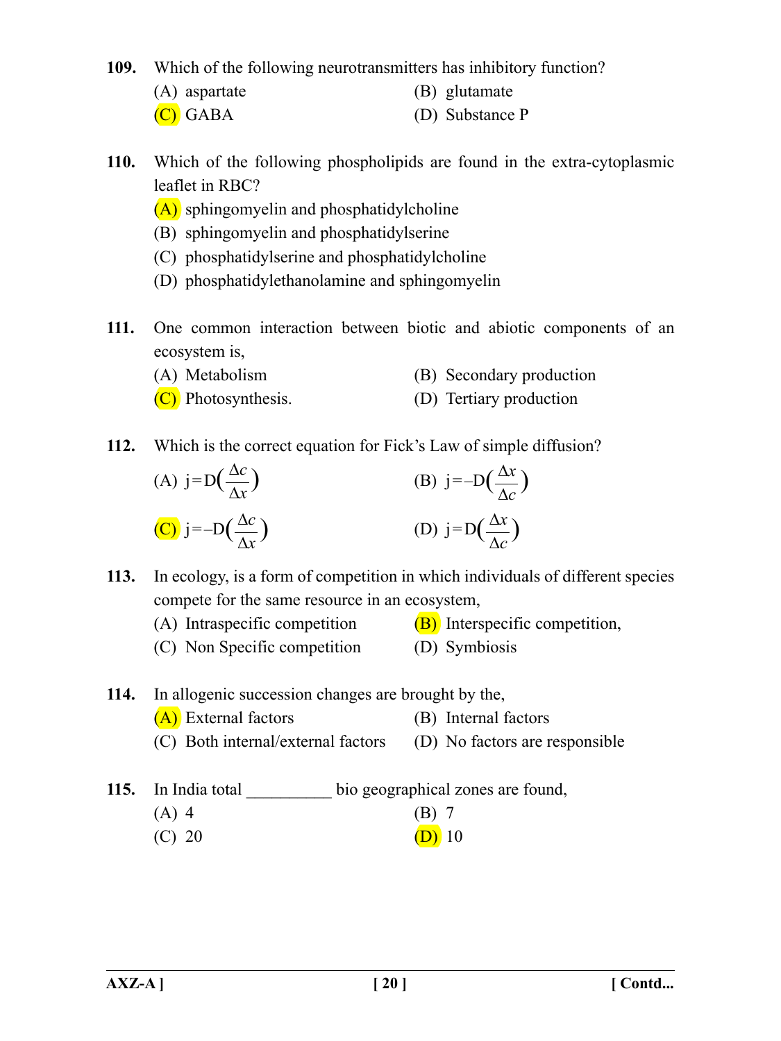**109.** Which of the following neurotransmitters has inhibitory function?

(A) aspartate
(B) glutamate
(C) GABA
(D) Substance P

**110.** Which of the following phospholipids are found in the extra-cytoplasmic leaflet in RBC?

(A) sphingomyelin and phosphatidylcholine
(B) sphingomyelin and phosphatidylserine
(C) phosphatidylserine and phosphatidylcholine
(D) phosphatidylethanolamine and sphingomyelin

**111.** One common interaction between biotic and abiotic components of an ecosystem is,

(A) Metabolism
(B) Secondary production
(C) Photosynthesis.
(D) Tertiary production

**112.** Which is the correct equation for Fick's Law of simple diffusion?

(A) $j = D\left(\frac{\Delta c}{\Delta x}\right)$
(B) $j = -D\left(\frac{\Delta x}{\Delta c}\right)$
(C) $j = -D\left(\frac{\Delta c}{\Delta x}\right)$
(D) $j = D\left(\frac{\Delta x}{\Delta c}\right)$

**113.** In ecology, is a form of competition in which individuals of different species compete for the same resource in an ecosystem,

(A) Intraspecific competition
(B) Interspecific competition,
(C) Non Specific competition
(D) Symbiosis

**114.** In allogenic succession changes are brought by the,

(A) External factors
(B) Internal factors
(C) Both internal/external factors
(D) No factors are responsible

**115.** In India total __________ bio geographical zones are found,

(A) 4
(B) 7
(C) 20
(D) 10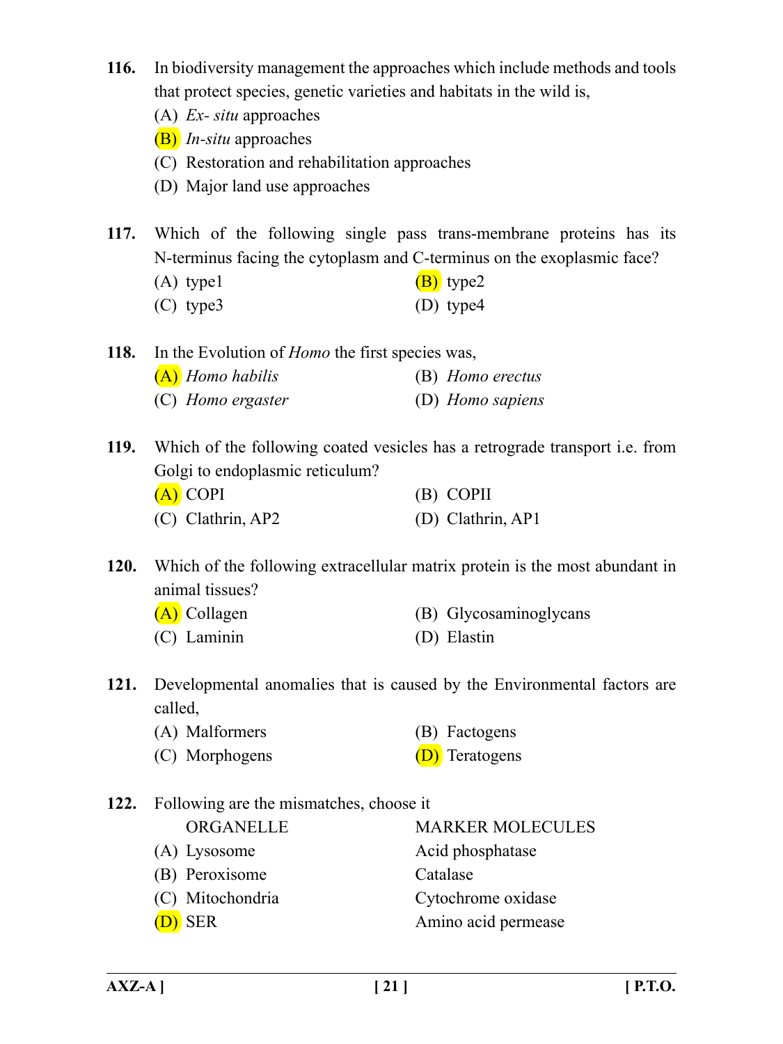**116.** In biodiversity management the approaches which include methods and tools that protect species, genetic varieties and habitats in the wild is,

(A) *Ex- situ* approaches

(B) *In-situ* approaches

(C) Restoration and rehabilitation approaches

(D) Major land use approaches

**117.** Which of the following single pass trans-membrane proteins has its N-terminus facing the cytoplasm and C-terminus on the exoplasmic face?

(A) type1

(B) type2

(C) type3

(D) type4

**118.** In the Evolution of *Homo* the first species was,

(A) *Homo habilis*

(B) *Homo erectus*

(C) *Homo ergaster*

(D) *Homo sapiens*

**119.** Which of the following coated vesicles has a retrograde transport i.e. from Golgi to endoplasmic reticulum?

(A) COPI

(B) COPII

(C) Clathrin, AP2

(D) Clathrin, AP1

**120.** Which of the following extracellular matrix protein is the most abundant in animal tissues?

(A) Collagen

(B) Glycosaminoglycans

(C) Laminin

(D) Elastin

**121.** Developmental anomalies that is caused by the Environmental factors are called,

(A) Malformers

(B) Factogens

(C) Morphogens

(D) Teratogens

**122.** Following are the mismatches, choose it

| | ORGANELLE | MARKER MOLECULES |
|---|---|---|
| (A) | Lysosome | Acid phosphatase |
| (B) | Peroxisome | Catalase |
| (C) | Mitochondria | Cytochrome oxidase |
| (D) | SER | Amino acid permease |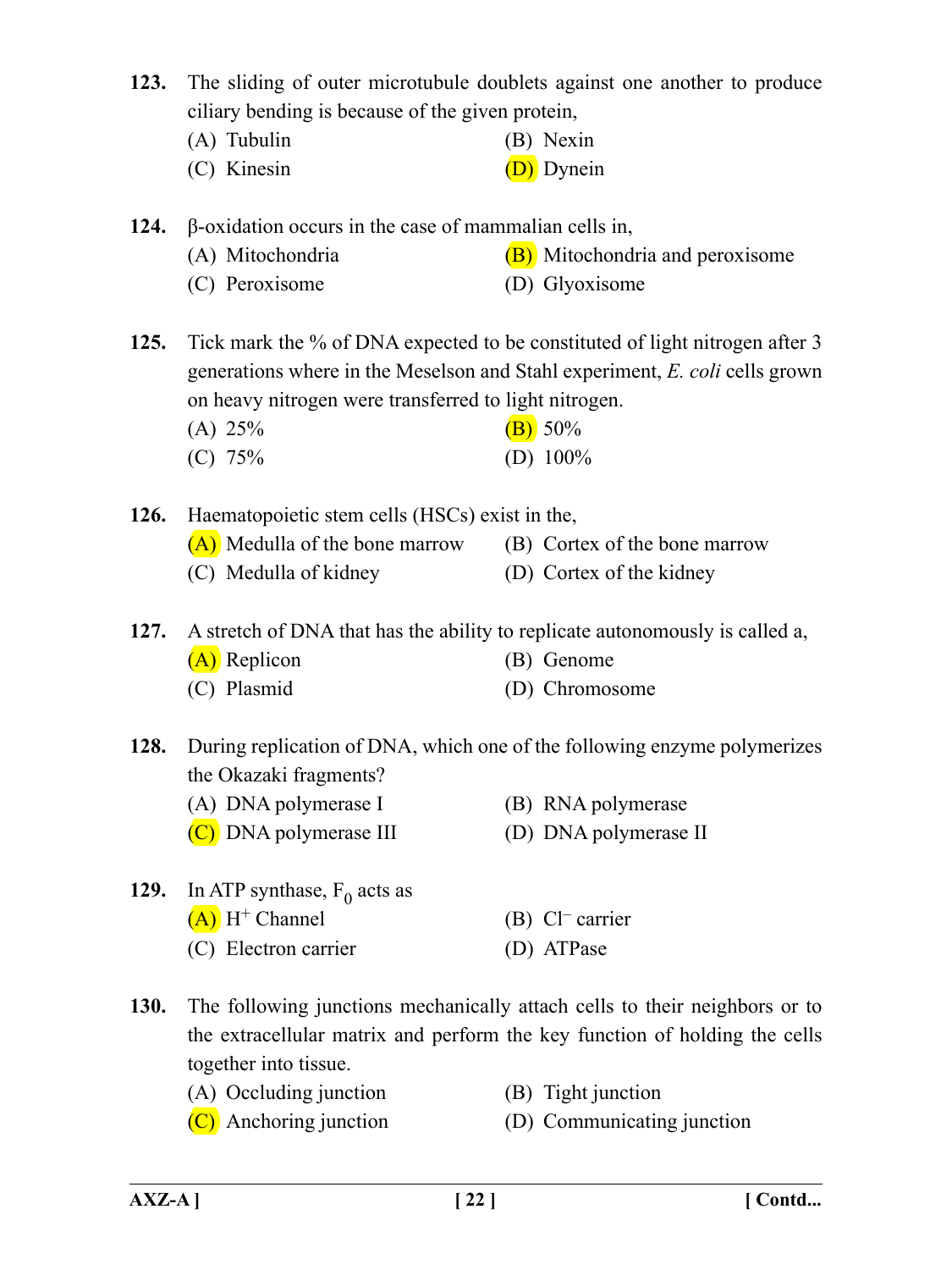**123.** The sliding of outer microtubule doublets against one another to produce ciliary bending is because of the given protein,

(A) Tubulin
(B) Nexin
(C) Kinesin
(D) Dynein

**124.** β-oxidation occurs in the case of mammalian cells in,

(A) Mitochondria
(B) Mitochondria and peroxisome
(C) Peroxisome
(D) Glyoxisome

**125.** Tick mark the % of DNA expected to be constituted of light nitrogen after 3 generations where in the Meselson and Stahl experiment, *E. coli* cells grown on heavy nitrogen were transferred to light nitrogen.

(A) 25%
(B) 50%
(C) 75%
(D) 100%

**126.** Haematopoietic stem cells (HSCs) exist in the,

(A) Medulla of the bone marrow
(B) Cortex of the bone marrow
(C) Medulla of kidney
(D) Cortex of the kidney

**127.** A stretch of DNA that has the ability to replicate autonomously is called a,

(A) Replicon
(B) Genome
(C) Plasmid
(D) Chromosome

**128.** During replication of DNA, which one of the following enzyme polymerizes the Okazaki fragments?

(A) DNA polymerase I
(B) RNA polymerase
(C) DNA polymerase III
(D) DNA polymerase II

**129.** In ATP synthase, $F_0$ acts as

(A) $H^+$ Channel
(B) $Cl^-$ carrier
(C) Electron carrier
(D) ATPase

**130.** The following junctions mechanically attach cells to their neighbors or to the extracellular matrix and perform the key function of holding the cells together into tissue.

(A) Occluding junction
(B) Tight junction
(C) Anchoring junction
(D) Communicating junction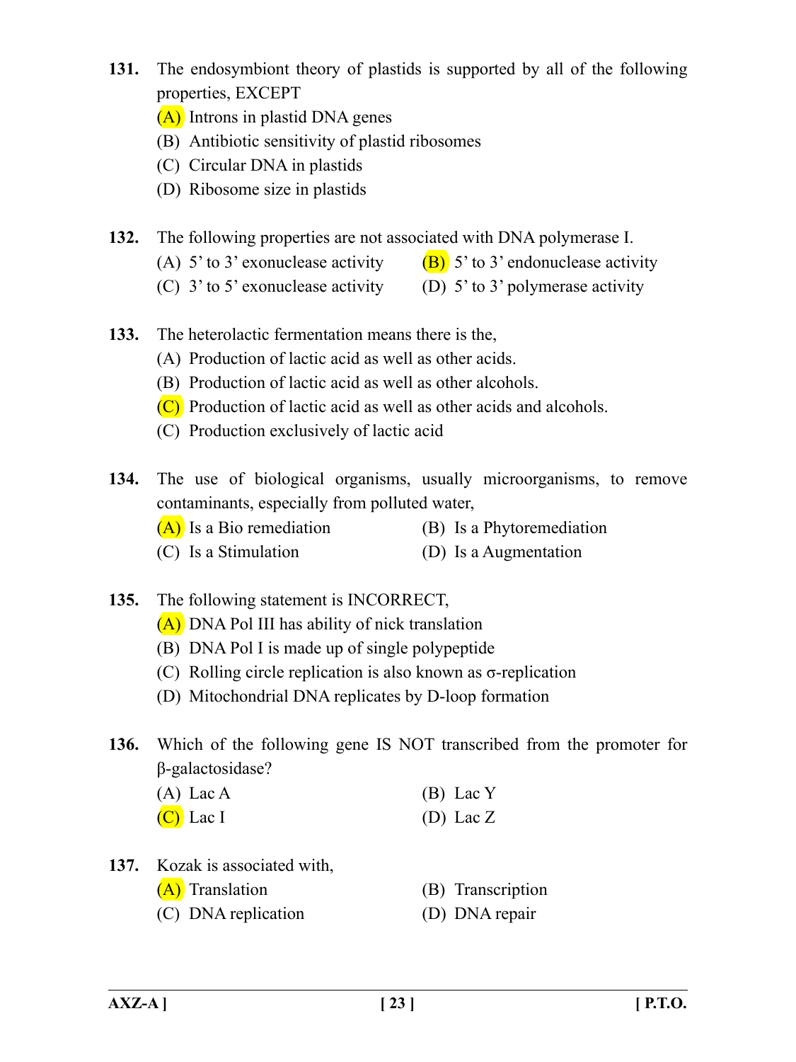**131.** The endosymbiont theory of plastids is supported by all of the following properties, EXCEPT

(A) Introns in plastid DNA genes

(B) Antibiotic sensitivity of plastid ribosomes

(C) Circular DNA in plastids

(D) Ribosome size in plastids

**132.** The following properties are not associated with DNA polymerase I.

(A) 5' to 3' exonuclease activity

(B) 5' to 3' endonuclease activity

(C) 3' to 5' exonuclease activity

(D) 5' to 3' polymerase activity

**133.** The heterolactic fermentation means there is the,

(A) Production of lactic acid as well as other acids.

(B) Production of lactic acid as well as other alcohols.

(C) Production of lactic acid as well as other acids and alcohols.

(C) Production exclusively of lactic acid

**134.** The use of biological organisms, usually microorganisms, to remove contaminants, especially from polluted water,

(A) Is a Bio remediation

(B) Is a Phytoremediation

(C) Is a Stimulation

(D) Is a Augmentation

**135.** The following statement is INCORRECT,

(A) DNA Pol III has ability of nick translation

(B) DNA Pol I is made up of single polypeptide

(C) Rolling circle replication is also known as σ-replication

(D) Mitochondrial DNA replicates by D-loop formation

**136.** Which of the following gene IS NOT transcribed from the promoter for β-galactosidase?

(A) Lac A

(B) Lac Y

(C) Lac I

(D) Lac Z

**137.** Kozak is associated with,

(A) Translation

(B) Transcription

(C) DNA replication

(D) DNA repair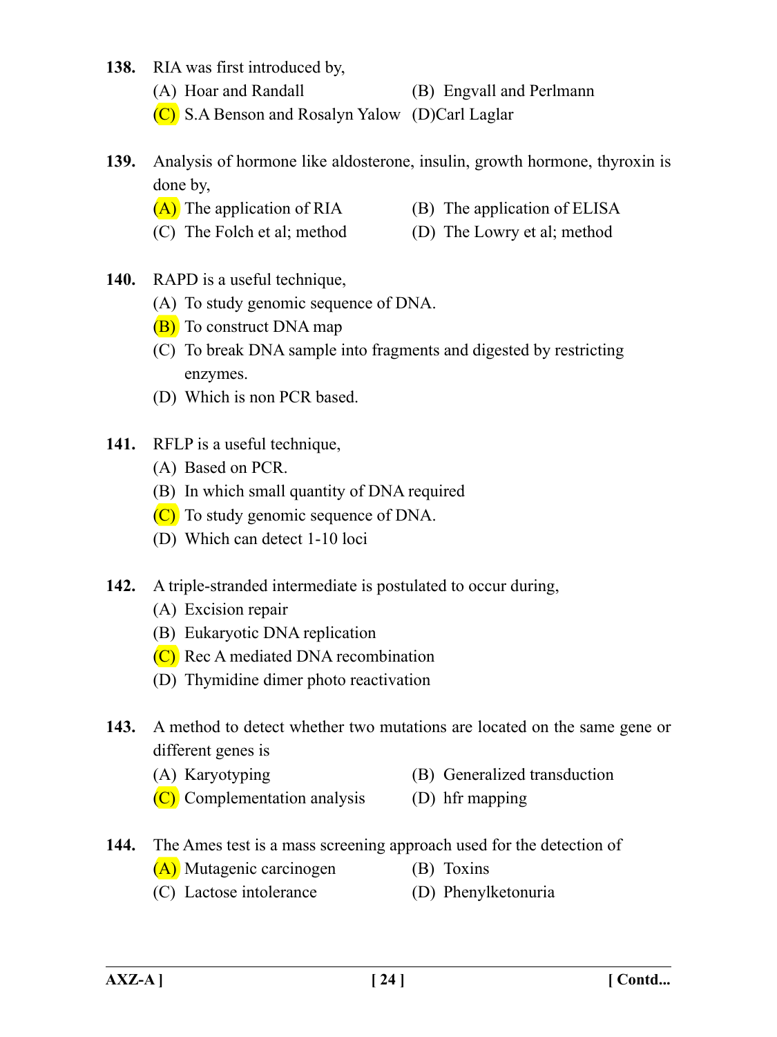**138.** RIA was first introduced by,

(A) Hoar and Randall
(B) Engvall and Perlmann
(C) S.A Benson and Rosalyn Yalow
(D)Carl Laglar

**139.** Analysis of hormone like aldosterone, insulin, growth hormone, thyroxin is done by,

(A) The application of RIA
(B) The application of ELISA
(C) The Folch et al; method
(D) The Lowry et al; method

**140.** RAPD is a useful technique,

(A) To study genomic sequence of DNA.
(B) To construct DNA map
(C) To break DNA sample into fragments and digested by restricting enzymes.
(D) Which is non PCR based.

**141.** RFLP is a useful technique,

(A) Based on PCR.
(B) In which small quantity of DNA required
(C) To study genomic sequence of DNA.
(D) Which can detect 1-10 loci

**142.** A triple-stranded intermediate is postulated to occur during,

(A) Excision repair
(B) Eukaryotic DNA replication
(C) Rec A mediated DNA recombination
(D) Thymidine dimer photo reactivation

**143.** A method to detect whether two mutations are located on the same gene or different genes is

(A) Karyotyping
(B) Generalized transduction
(C) Complementation analysis
(D) hfr mapping

**144.** The Ames test is a mass screening approach used for the detection of

(A) Mutagenic carcinogen
(B) Toxins
(C) Lactose intolerance
(D) Phenylketonuria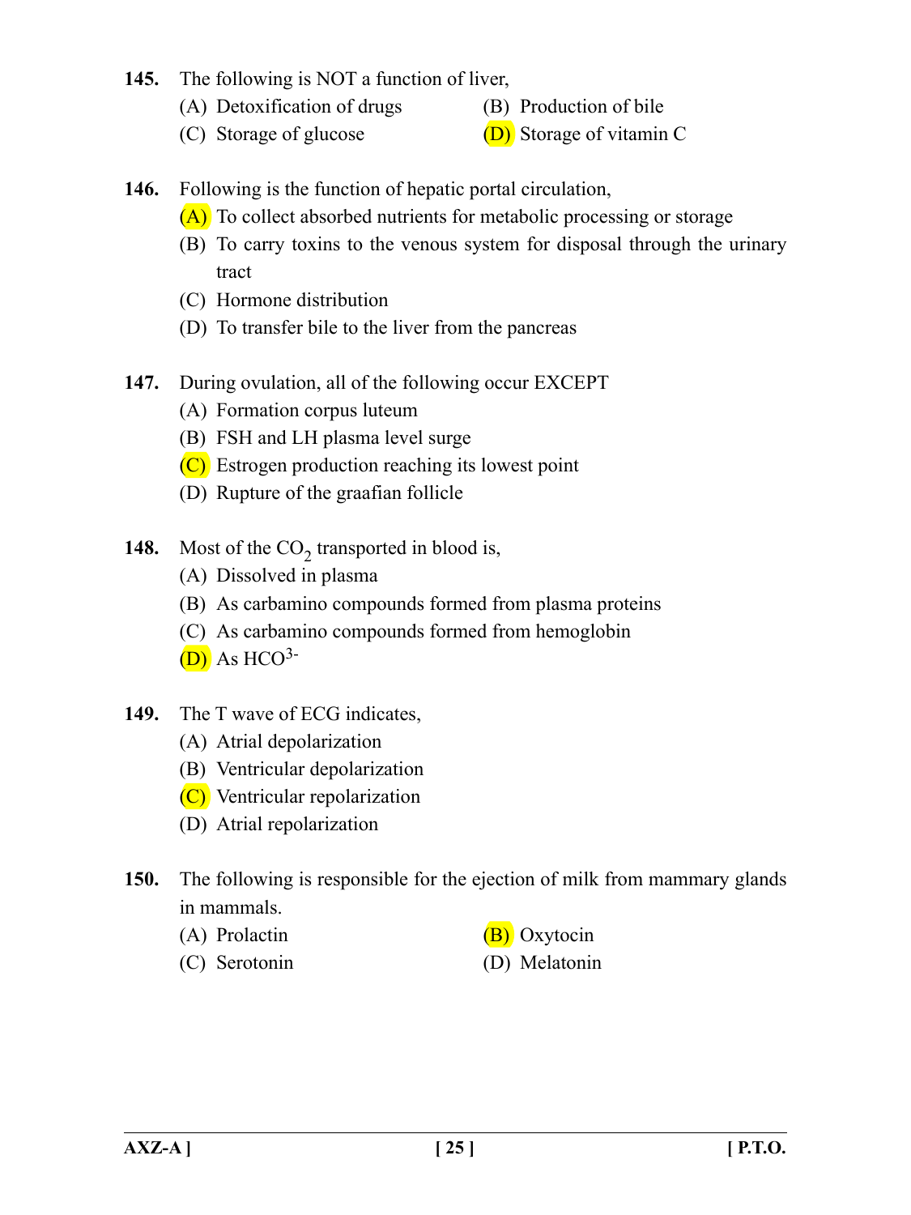145. The following is NOT a function of liver,

(A) Detoxification of drugs
(B) Production of bile
(C) Storage of glucose
(D) Storage of vitamin C

146. Following is the function of hepatic portal circulation,

(A) To collect absorbed nutrients for metabolic processing or storage
(B) To carry toxins to the venous system for disposal through the urinary tract
(C) Hormone distribution
(D) To transfer bile to the liver from the pancreas

147. During ovulation, all of the following occur EXCEPT

(A) Formation corpus luteum
(B) FSH and LH plasma level surge
(C) Estrogen production reaching its lowest point
(D) Rupture of the graafian follicle

148. Most of the $CO_2$ transported in blood is,

(A) Dissolved in plasma
(B) As carbamino compounds formed from plasma proteins
(C) As carbamino compounds formed from hemoglobin
(D) As $HCO^{3-}$

149. The T wave of ECG indicates,

(A) Atrial depolarization
(B) Ventricular depolarization
(C) Ventricular repolarization
(D) Atrial repolarization

150. The following is responsible for the ejection of milk from mammary glands in mammals.

(A) Prolactin
(B) Oxytocin
(C) Serotonin
(D) Melatonin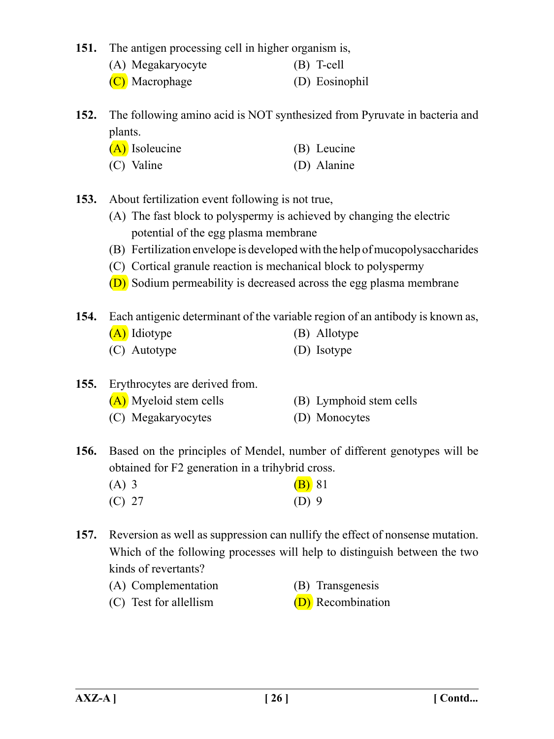**151.** The antigen processing cell in higher organism is,

(A) Megakaryocyte
(B) T-cell
(C) Macrophage
(D) Eosinophil

**152.** The following amino acid is NOT synthesized from Pyruvate in bacteria and plants.

(A) Isoleucine
(B) Leucine
(C) Valine
(D) Alanine

**153.** About fertilization event following is not true,

(A) The fast block to polyspermy is achieved by changing the electric potential of the egg plasma membrane
(B) Fertilization envelope is developed with the help of mucopolysaccharides
(C) Cortical granule reaction is mechanical block to polyspermy
(D) Sodium permeability is decreased across the egg plasma membrane

**154.** Each antigenic determinant of the variable region of an antibody is known as,

(A) Idiotype
(B) Allotype
(C) Autotype
(D) Isotype

**155.** Erythrocytes are derived from.

(A) Myeloid stem cells
(B) Lymphoid stem cells
(C) Megakaryocytes
(D) Monocytes

**156.** Based on the principles of Mendel, number of different genotypes will be obtained for F2 generation in a trihybrid cross.

(A) 3
(B) 81
(C) 27
(D) 9

**157.** Reversion as well as suppression can nullify the effect of nonsense mutation. Which of the following processes will help to distinguish between the two kinds of revertants?

(A) Complementation
(B) Transgenesis
(C) Test for allellism
(D) Recombination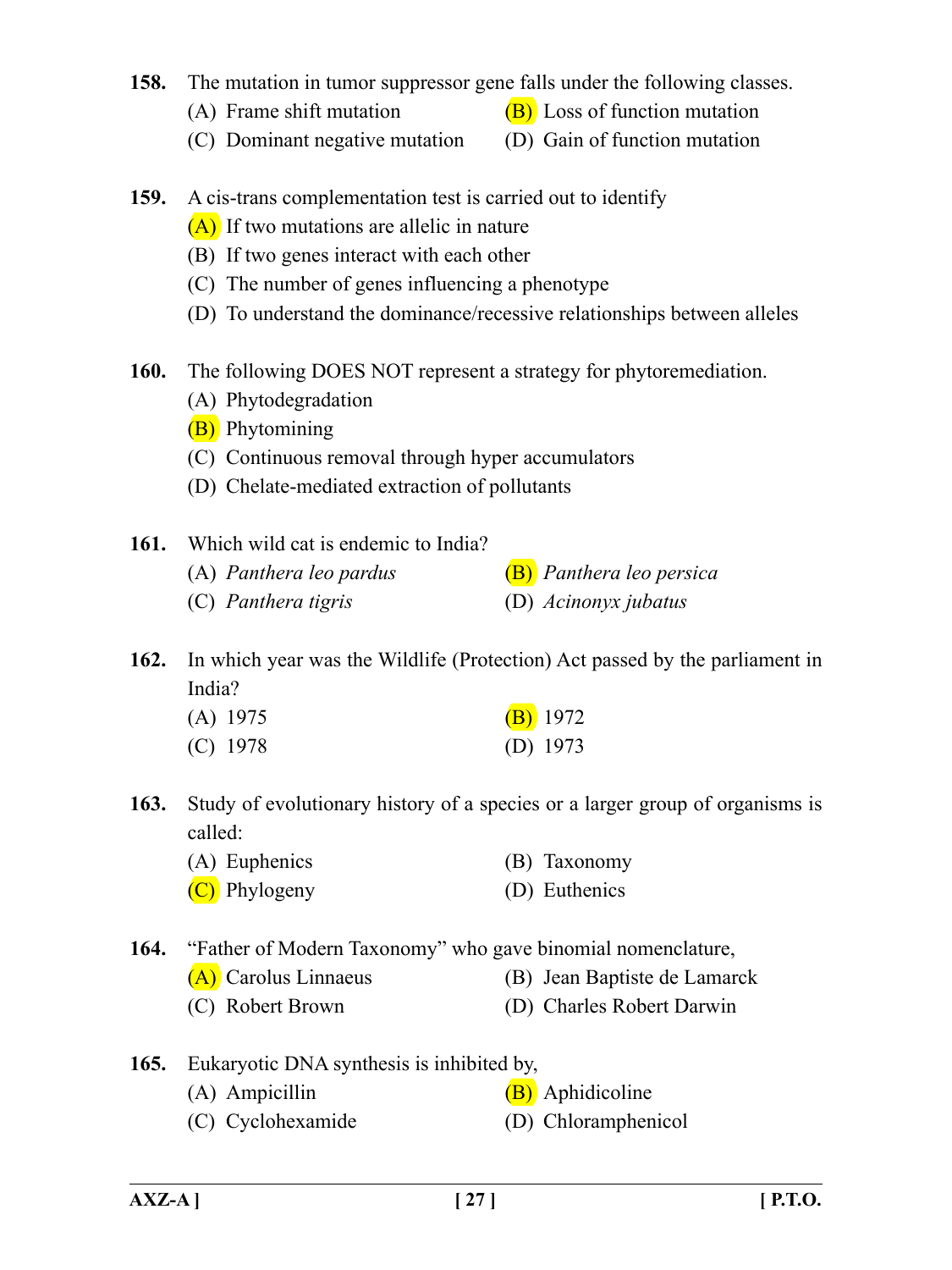**158.** The mutation in tumor suppressor gene falls under the following classes.

(A) Frame shift mutation
(B) Loss of function mutation
(C) Dominant negative mutation
(D) Gain of function mutation

**159.** A cis-trans complementation test is carried out to identify

(A) If two mutations are allelic in nature
(B) If two genes interact with each other
(C) The number of genes influencing a phenotype
(D) To understand the dominance/recessive relationships between alleles

**160.** The following DOES NOT represent a strategy for phytoremediation.

(A) Phytodegradation
(B) Phytomining
(C) Continuous removal through hyper accumulators
(D) Chelate-mediated extraction of pollutants

**161.** Which wild cat is endemic to India?

(A) *Panthera leo pardus*
(B) *Panthera leo persica*
(C) *Panthera tigris*
(D) *Acinonyx jubatus*

**162.** In which year was the Wildlife (Protection) Act passed by the parliament in India?

(A) 1975
(B) 1972
(C) 1978
(D) 1973

**163.** Study of evolutionary history of a species or a larger group of organisms is called:

(A) Euphenics
(B) Taxonomy
(C) Phylogeny
(D) Euthenics

**164.** "Father of Modern Taxonomy" who gave binomial nomenclature,

(A) Carolus Linnaeus
(B) Jean Baptiste de Lamarck
(C) Robert Brown
(D) Charles Robert Darwin

**165.** Eukaryotic DNA synthesis is inhibited by,

(A) Ampicillin
(B) Aphidicoline
(C) Cyclohexamide
(D) Chloramphenicol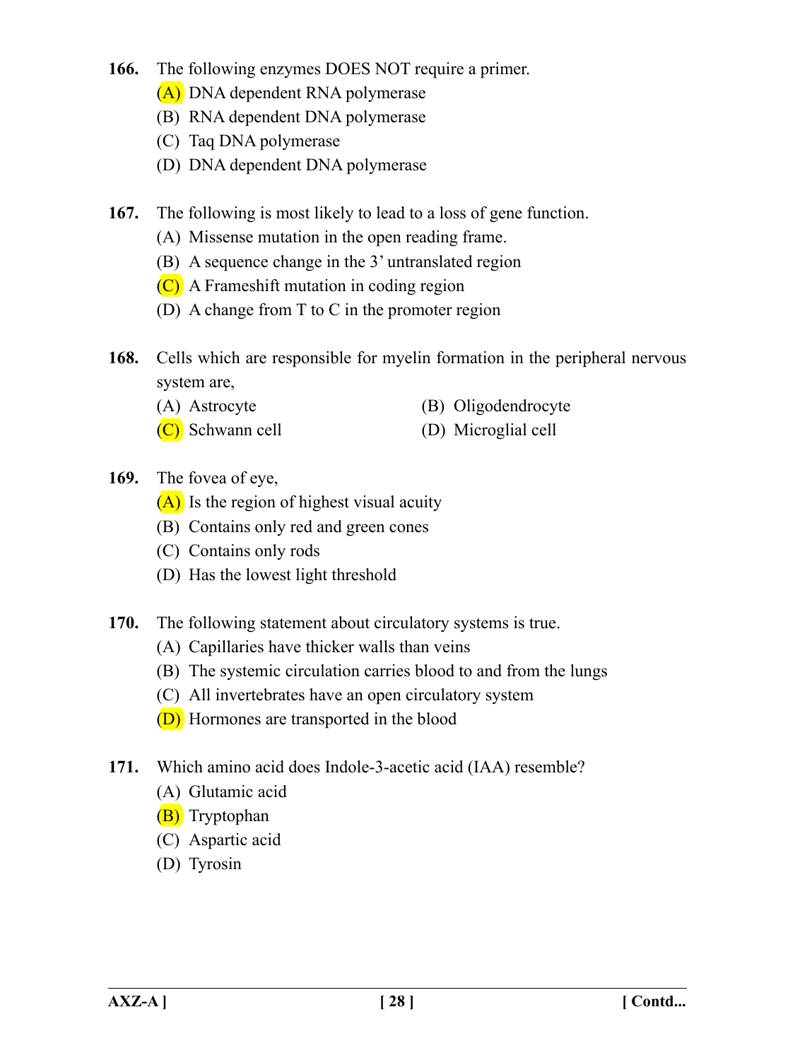**166.** The following enzymes DOES NOT require a primer.

(A) DNA dependent RNA polymerase

(B) RNA dependent DNA polymerase

(C) Taq DNA polymerase

(D) DNA dependent DNA polymerase

**167.** The following is most likely to lead to a loss of gene function.

(A) Missense mutation in the open reading frame.

(B) A sequence change in the 3' untranslated region

(C) A Frameshift mutation in coding region

(D) A change from T to C in the promoter region

**168.** Cells which are responsible for myelin formation in the peripheral nervous system are,

(A) Astrocyte

(B) Oligodendrocyte

(C) Schwann cell

(D) Microglial cell

**169.** The fovea of eye,

(A) Is the region of highest visual acuity

(B) Contains only red and green cones

(C) Contains only rods

(D) Has the lowest light threshold

**170.** The following statement about circulatory systems is true.

(A) Capillaries have thicker walls than veins

(B) The systemic circulation carries blood to and from the lungs

(C) All invertebrates have an open circulatory system

(D) Hormones are transported in the blood

**171.** Which amino acid does Indole-3-acetic acid (IAA) resemble?

(A) Glutamic acid

(B) Tryptophan

(C) Aspartic acid

(D) Tyrosin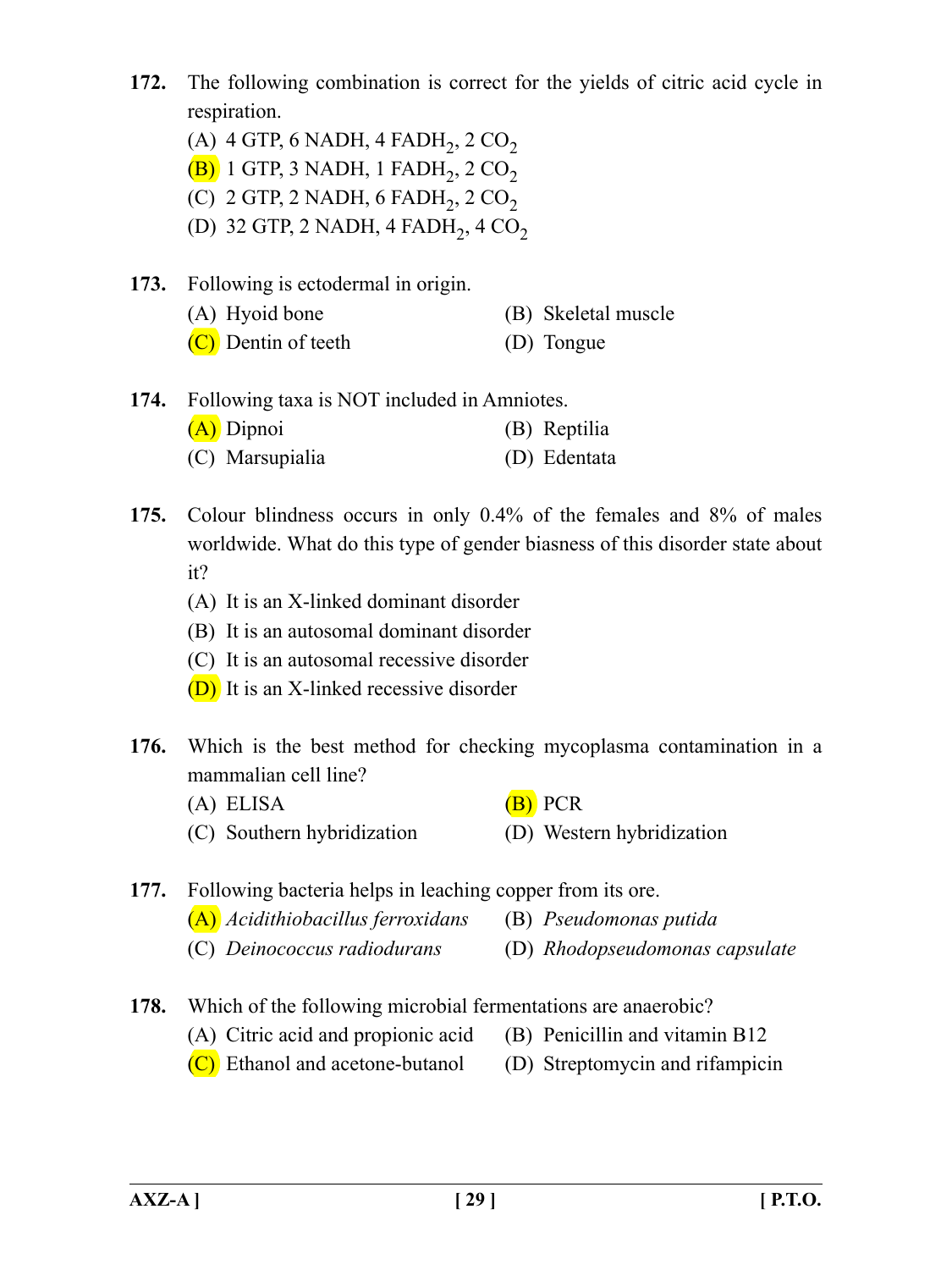**172.** The following combination is correct for the yields of citric acid cycle in respiration.

(A) 4 GTP, 6 NADH, 4 $FADH_2$, 2 $CO_2$

(B) 1 GTP, 3 NADH, 1 $FADH_2$, 2 $CO_2$

(C) 2 GTP, 2 NADH, 6 $FADH_2$, 2 $CO_2$

(D) 32 GTP, 2 NADH, 4 $FADH_2$, 4 $CO_2$

**173.** Following is ectodermal in origin.

(A) Hyoid bone
(B) Skeletal muscle
(C) Dentin of teeth
(D) Tongue

**174.** Following taxa is NOT included in Amniotes.

(A) Dipnoi
(B) Reptilia
(C) Marsupialia
(D) Edentata

**175.** Colour blindness occurs in only 0.4% of the females and 8% of males worldwide. What do this type of gender biasness of this disorder state about it?

(A) It is an X-linked dominant disorder

(B) It is an autosomal dominant disorder

(C) It is an autosomal recessive disorder

(D) It is an X-linked recessive disorder

**176.** Which is the best method for checking mycoplasma contamination in a mammalian cell line?

(A) ELISA
(B) PCR
(C) Southern hybridization
(D) Western hybridization

**177.** Following bacteria helps in leaching copper from its ore.

(A) *Acidithiobacillus ferroxidans*
(B) *Pseudomonas putida*
(C) *Deinococcus radiodurans*
(D) *Rhodopseudomonas capsulate*

**178.** Which of the following microbial fermentations are anaerobic?

(A) Citric acid and propionic acid
(B) Penicillin and vitamin B12
(C) Ethanol and acetone-butanol
(D) Streptomycin and rifampicin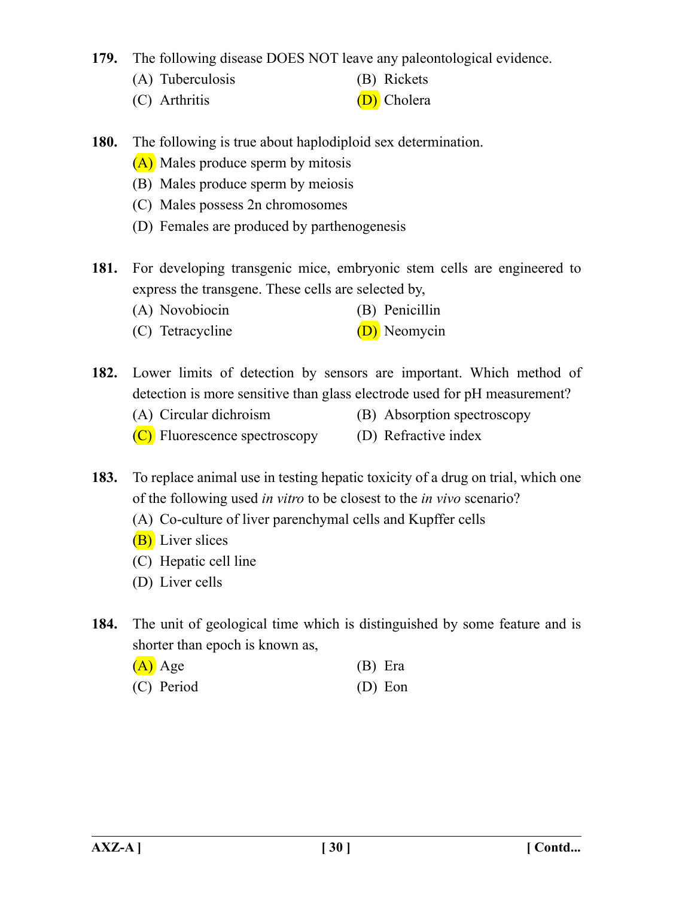**179.** The following disease DOES NOT leave any paleontological evidence.

(A) Tuberculosis
(B) Rickets
(C) Arthritis
(D) Cholera

**180.** The following is true about haplodiploid sex determination.

(A) Males produce sperm by mitosis
(B) Males produce sperm by meiosis
(C) Males possess 2n chromosomes
(D) Females are produced by parthenogenesis

**181.** For developing transgenic mice, embryonic stem cells are engineered to express the transgene. These cells are selected by,

(A) Novobiocin
(B) Penicillin
(C) Tetracycline
(D) Neomycin

**182.** Lower limits of detection by sensors are important. Which method of detection is more sensitive than glass electrode used for pH measurement?

(A) Circular dichroism
(B) Absorption spectroscopy
(C) Fluorescence spectroscopy
(D) Refractive index

**183.** To replace animal use in testing hepatic toxicity of a drug on trial, which one of the following used *in vitro* to be closest to the *in vivo* scenario?

(A) Co-culture of liver parenchymal cells and Kupffer cells
(B) Liver slices
(C) Hepatic cell line
(D) Liver cells

**184.** The unit of geological time which is distinguished by some feature and is shorter than epoch is known as,

(A) Age
(B) Era
(C) Period
(D) Eon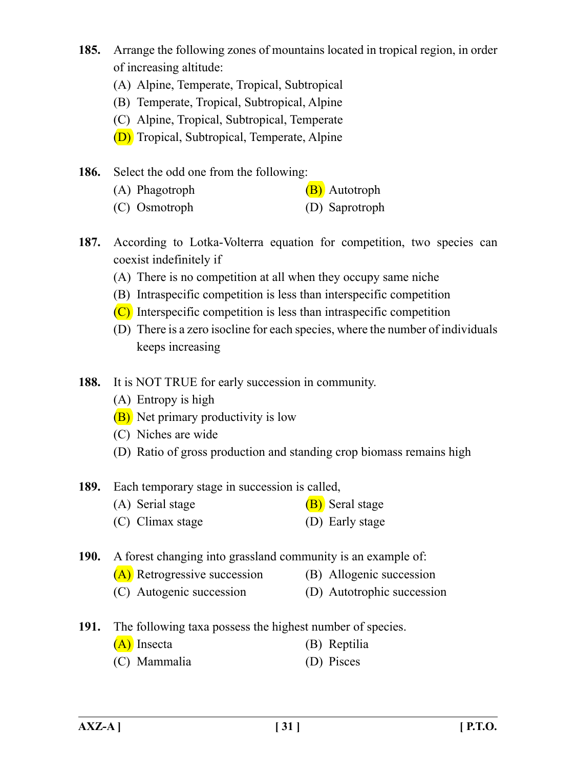**185.** Arrange the following zones of mountains located in tropical region, in order of increasing altitude:

(A) Alpine, Temperate, Tropical, Subtropical
(B) Temperate, Tropical, Subtropical, Alpine
(C) Alpine, Tropical, Subtropical, Temperate
(D) Tropical, Subtropical, Temperate, Alpine

**186.** Select the odd one from the following:

(A) Phagotroph
(B) Autotroph
(C) Osmotroph
(D) Saprotroph

**187.** According to Lotka-Volterra equation for competition, two species can coexist indefinitely if

(A) There is no competition at all when they occupy same niche
(B) Intraspecific competition is less than interspecific competition
(C) Interspecific competition is less than intraspecific competition
(D) There is a zero isocline for each species, where the number of individuals keeps increasing

**188.** It is NOT TRUE for early succession in community.

(A) Entropy is high
(B) Net primary productivity is low
(C) Niches are wide
(D) Ratio of gross production and standing crop biomass remains high

**189.** Each temporary stage in succession is called,

(A) Serial stage
(B) Seral stage
(C) Climax stage
(D) Early stage

**190.** A forest changing into grassland community is an example of:

(A) Retrogressive succession
(B) Allogenic succession
(C) Autogenic succession
(D) Autotrophic succession

**191.** The following taxa possess the highest number of species.

(A) Insecta
(B) Reptilia
(C) Mammalia
(D) Pisces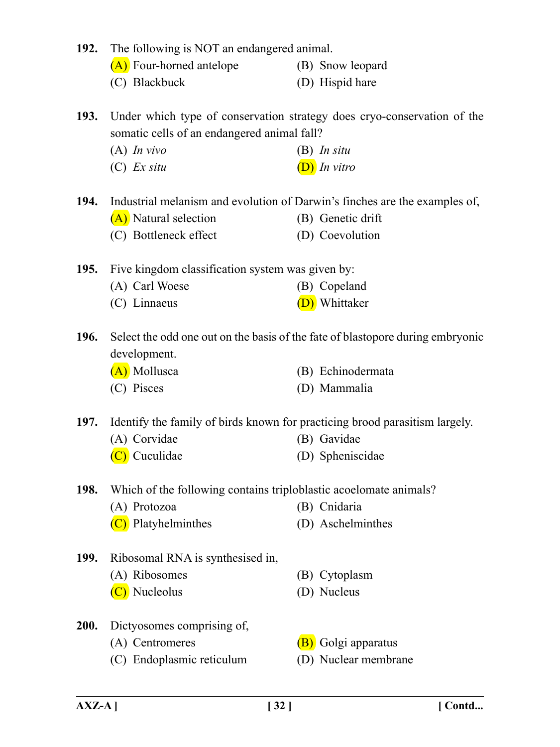**192.** The following is NOT an endangered animal.

(A) Four-horned antelope
(B) Snow leopard
(C) Blackbuck
(D) Hispid hare

**193.** Under which type of conservation strategy does cryo-conservation of the somatic cells of an endangered animal fall?

(A) *In vivo*
(B) *In situ*
(C) *Ex situ*
(D) *In vitro*

**194.** Industrial melanism and evolution of Darwin's finches are the examples of,

(A) Natural selection
(B) Genetic drift
(C) Bottleneck effect
(D) Coevolution

**195.** Five kingdom classification system was given by:

(A) Carl Woese
(B) Copeland
(C) Linnaeus
(D) Whittaker

**196.** Select the odd one out on the basis of the fate of blastopore during embryonic development.

(A) Mollusca
(B) Echinodermata
(C) Pisces
(D) Mammalia

**197.** Identify the family of birds known for practicing brood parasitism largely.

(A) Corvidae
(B) Gavidae
(C) Cuculidae
(D) Spheniscidae

**198.** Which of the following contains triploblastic acoelomate animals?

(A) Protozoa
(B) Cnidaria
(C) Platyhelminthes
(D) Aschelminthes

**199.** Ribosomal RNA is synthesised in,

(A) Ribosomes
(B) Cytoplasm
(C) Nucleolus
(D) Nucleus

**200.** Dictyosomes comprising of,

(A) Centromeres
(B) Golgi apparatus
(C) Endoplasmic reticulum
(D) Nuclear membrane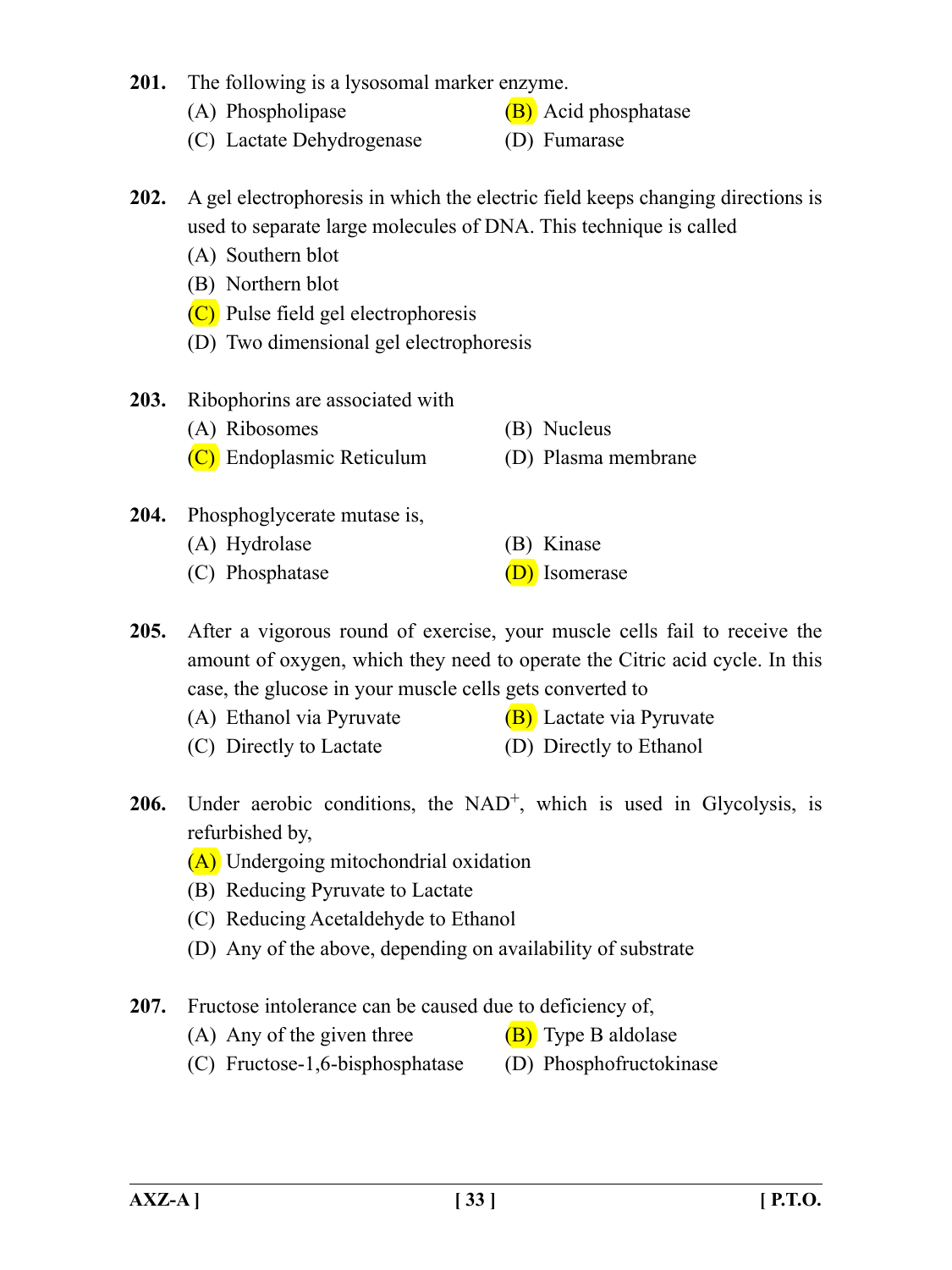**201.** The following is a lysosomal marker enzyme.

(A) Phospholipase
(B) Acid phosphatase
(C) Lactate Dehydrogenase
(D) Fumarase

**202.** A gel electrophoresis in which the electric field keeps changing directions is used to separate large molecules of DNA. This technique is called

(A) Southern blot
(B) Northern blot
(C) Pulse field gel electrophoresis
(D) Two dimensional gel electrophoresis

**203.** Ribophorins are associated with

(A) Ribosomes
(B) Nucleus
(C) Endoplasmic Reticulum
(D) Plasma membrane

**204.** Phosphoglycerate mutase is,

(A) Hydrolase
(B) Kinase
(C) Phosphatase
(D) Isomerase

**205.** After a vigorous round of exercise, your muscle cells fail to receive the amount of oxygen, which they need to operate the Citric acid cycle. In this case, the glucose in your muscle cells gets converted to

(A) Ethanol via Pyruvate
(B) Lactate via Pyruvate
(C) Directly to Lactate
(D) Directly to Ethanol

**206.** Under aerobic conditions, the $NAD^+$, which is used in Glycolysis, is refurbished by,

(A) Undergoing mitochondrial oxidation
(B) Reducing Pyruvate to Lactate
(C) Reducing Acetaldehyde to Ethanol
(D) Any of the above, depending on availability of substrate

**207.** Fructose intolerance can be caused due to deficiency of,

(A) Any of the given three
(B) Type B aldolase
(C) Fructose-1,6-bisphosphatase
(D) Phosphofructokinase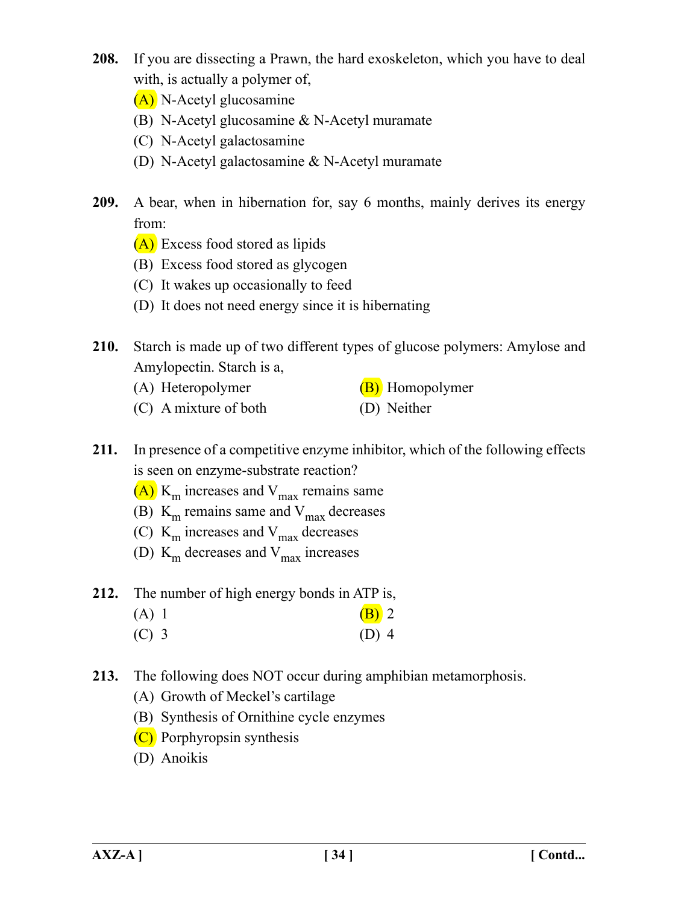**208.** If you are dissecting a Prawn, the hard exoskeleton, which you have to deal with, is actually a polymer of,

(A) N-Acetyl glucosamine

(B) N-Acetyl glucosamine & N-Acetyl muramate

(C) N-Acetyl galactosamine

(D) N-Acetyl galactosamine & N-Acetyl muramate

**209.** A bear, when in hibernation for, say 6 months, mainly derives its energy from:

(A) Excess food stored as lipids

(B) Excess food stored as glycogen

(C) It wakes up occasionally to feed

(D) It does not need energy since it is hibernating

**210.** Starch is made up of two different types of glucose polymers: Amylose and Amylopectin. Starch is a,

(A) Heteropolymer

(B) Homopolymer

(C) A mixture of both

(D) Neither

**211.** In presence of a competitive enzyme inhibitor, which of the following effects is seen on enzyme-substrate reaction?

(A) $K_m$ increases and $V_{max}$ remains same

(B) $K_m$ remains same and $V_{max}$ decreases

(C) $K_m$ increases and $V_{max}$ decreases

(D) $K_m$ decreases and $V_{max}$ increases

**212.** The number of high energy bonds in ATP is,

(A) 1

(B) 2

(C) 3

(D) 4

**213.** The following does NOT occur during amphibian metamorphosis.

(A) Growth of Meckel's cartilage

(B) Synthesis of Ornithine cycle enzymes

(C) Porphyropsin synthesis

(D) Anoikis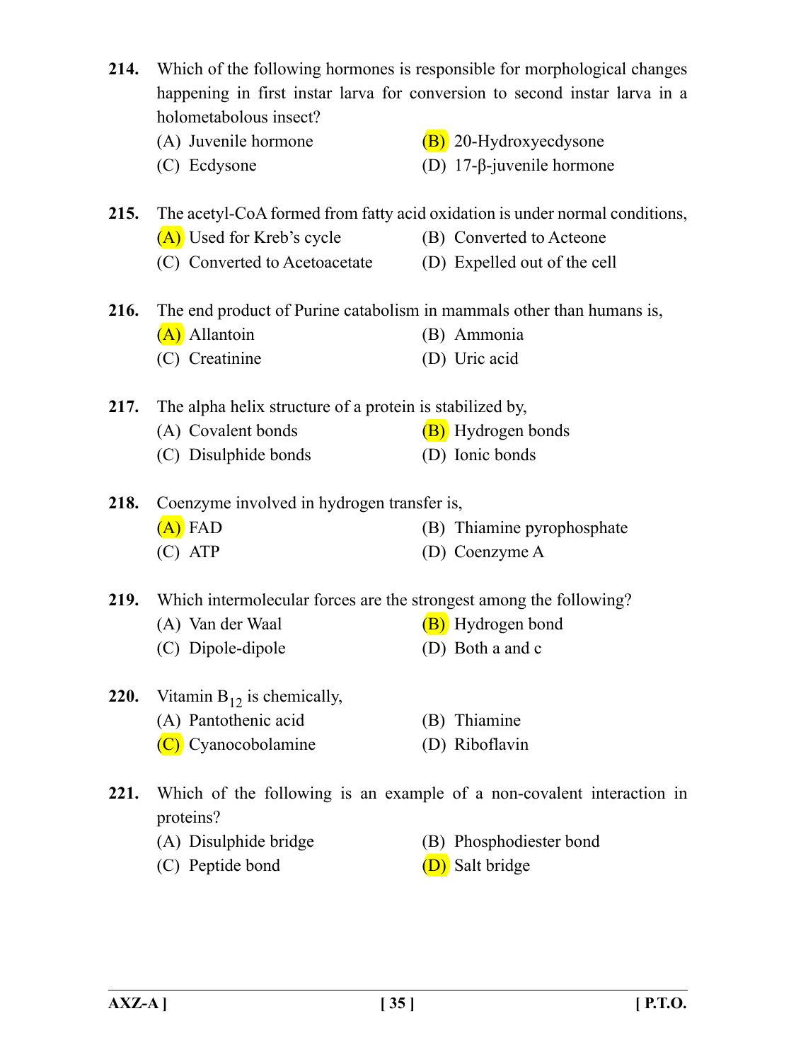**214.** Which of the following hormones is responsible for morphological changes happening in first instar larva for conversion to second instar larva in a holometabolous insect?

(A) Juvenile hormone  
(B) 20-Hydroxyecdysone  
(C) Ecdysone  
(D) 17-β-juvenile hormone

**215.** The acetyl-CoA formed from fatty acid oxidation is under normal conditions,

(A) Used for Kreb's cycle  
(B) Converted to Acteone  
(C) Converted to Acetoacetate  
(D) Expelled out of the cell

**216.** The end product of Purine catabolism in mammals other than humans is,

(A) Allantoin  
(B) Ammonia  
(C) Creatinine  
(D) Uric acid

**217.** The alpha helix structure of a protein is stabilized by,

(A) Covalent bonds  
(B) Hydrogen bonds  
(C) Disulphide bonds  
(D) Ionic bonds

**218.** Coenzyme involved in hydrogen transfer is,

(A) FAD  
(B) Thiamine pyrophosphate  
(C) ATP  
(D) Coenzyme A

**219.** Which intermolecular forces are the strongest among the following?

(A) Van der Waal  
(B) Hydrogen bond  
(C) Dipole-dipole  
(D) Both a and c

**220.** Vitamin $B_{12}$ is chemically,

(A) Pantothenic acid  
(B) Thiamine  
(C) Cyanocobolamine  
(D) Riboflavin

**221.** Which of the following is an example of a non-covalent interaction in proteins?

(A) Disulphide bridge  
(B) Phosphodiester bond  
(C) Peptide bond  
(D) Salt bridge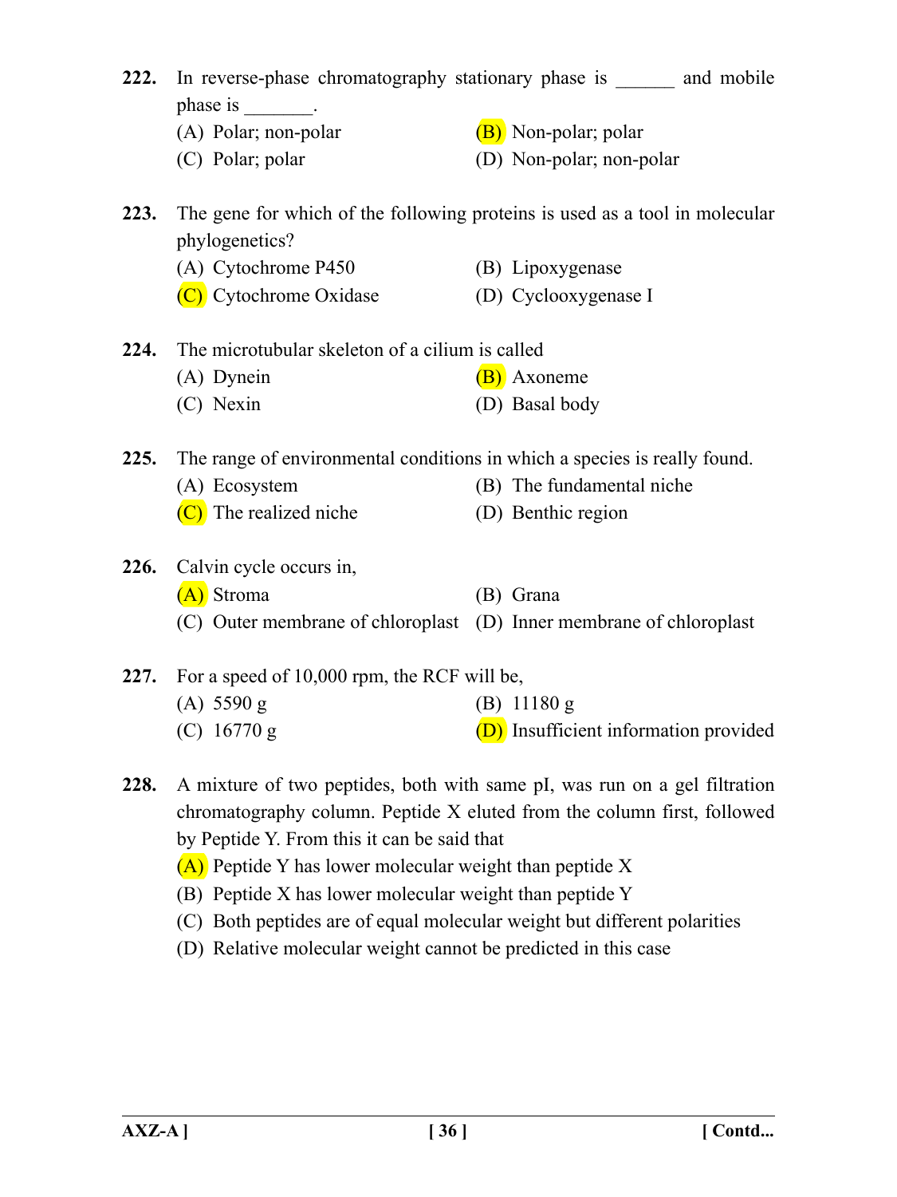**222.** In reverse-phase chromatography stationary phase is ______ and mobile phase is _______.

(A) Polar; non-polar
(B) Non-polar; polar
(C) Polar; polar
(D) Non-polar; non-polar

**223.** The gene for which of the following proteins is used as a tool in molecular phylogenetics?

(A) Cytochrome P450
(B) Lipoxygenase
(C) Cytochrome Oxidase
(D) Cyclooxygenase I

**224.** The microtubular skeleton of a cilium is called

(A) Dynein
(B) Axoneme
(C) Nexin
(D) Basal body

**225.** The range of environmental conditions in which a species is really found.

(A) Ecosystem
(B) The fundamental niche
(C) The realized niche
(D) Benthic region

**226.** Calvin cycle occurs in,

(A) Stroma
(B) Grana
(C) Outer membrane of chloroplast
(D) Inner membrane of chloroplast

**227.** For a speed of 10,000 rpm, the RCF will be,

(A) 5590 g
(B) 11180 g
(C) 16770 g
(D) Insufficient information provided

**228.** A mixture of two peptides, both with same pI, was run on a gel filtration chromatography column. Peptide X eluted from the column first, followed by Peptide Y. From this it can be said that

(A) Peptide Y has lower molecular weight than peptide X
(B) Peptide X has lower molecular weight than peptide Y
(C) Both peptides are of equal molecular weight but different polarities
(D) Relative molecular weight cannot be predicted in this case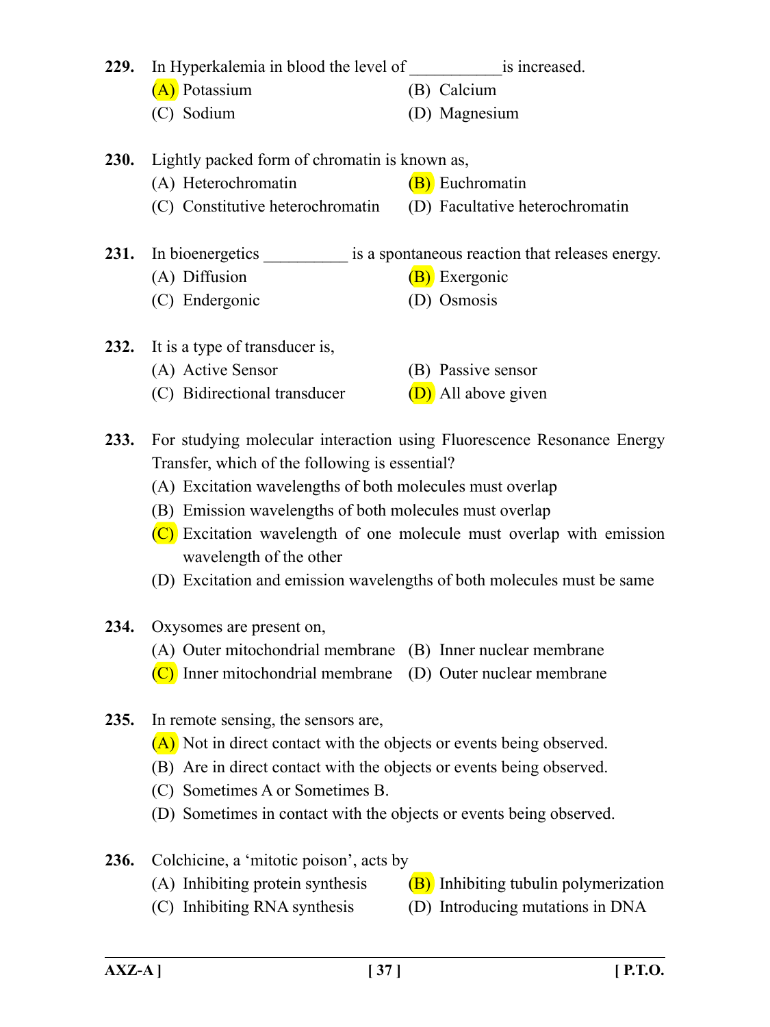**229.** In Hyperkalemia in blood the level of ___________is increased.

(A) Potassium
(B) Calcium
(C) Sodium
(D) Magnesium

**230.** Lightly packed form of chromatin is known as,

(A) Heterochromatin
(B) Euchromatin
(C) Constitutive heterochromatin
(D) Facultative heterochromatin

**231.** In bioenergetics __________ is a spontaneous reaction that releases energy.

(A) Diffusion
(B) Exergonic
(C) Endergonic
(D) Osmosis

**232.** It is a type of transducer is,

(A) Active Sensor
(B) Passive sensor
(C) Bidirectional transducer
(D) All above given

**233.** For studying molecular interaction using Fluorescence Resonance Energy Transfer, which of the following is essential?

(A) Excitation wavelengths of both molecules must overlap
(B) Emission wavelengths of both molecules must overlap
(C) Excitation wavelength of one molecule must overlap with emission wavelength of the other
(D) Excitation and emission wavelengths of both molecules must be same

**234.** Oxysomes are present on,

(A) Outer mitochondrial membrane
(B) Inner nuclear membrane
(C) Inner mitochondrial membrane
(D) Outer nuclear membrane

**235.** In remote sensing, the sensors are,

(A) Not in direct contact with the objects or events being observed.
(B) Are in direct contact with the objects or events being observed.
(C) Sometimes A or Sometimes B.
(D) Sometimes in contact with the objects or events being observed.

**236.** Colchicine, a 'mitotic poison', acts by

(A) Inhibiting protein synthesis
(B) Inhibiting tubulin polymerization
(C) Inhibiting RNA synthesis
(D) Introducing mutations in DNA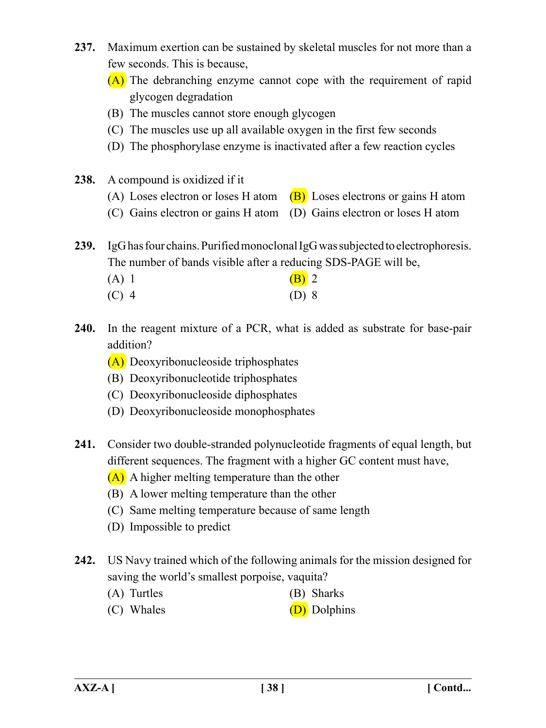**237.** Maximum exertion can be sustained by skeletal muscles for not more than a few seconds. This is because,

(A) The debranching enzyme cannot cope with the requirement of rapid glycogen degradation

(B) The muscles cannot store enough glycogen

(C) The muscles use up all available oxygen in the first few seconds

(D) The phosphorylase enzyme is inactivated after a few reaction cycles

**238.** A compound is oxidized if it

(A) Loses electron or loses H atom

(B) Loses electrons or gains H atom

(C) Gains electron or gains H atom

(D) Gains electron or loses H atom

**239.** IgG has four chains. Purified monoclonal IgG was subjected to electrophoresis. The number of bands visible after a reducing SDS-PAGE will be,

(A) 1

(B) 2

(C) 4

(D) 8

**240.** In the reagent mixture of a PCR, what is added as substrate for base-pair addition?

(A) Deoxyribonucleoside triphosphates

(B) Deoxyribonucleotide triphosphates

(C) Deoxyribonucleoside diphosphates

(D) Deoxyribonucleoside monophosphates

**241.** Consider two double-stranded polynucleotide fragments of equal length, but different sequences. The fragment with a higher GC content must have,

(A) A higher melting temperature than the other

(B) A lower melting temperature than the other

(C) Same melting temperature because of same length

(D) Impossible to predict

**242.** US Navy trained which of the following animals for the mission designed for saving the world's smallest porpoise, vaquita?

(A) Turtles

(B) Sharks

(C) Whales

(D) Dolphins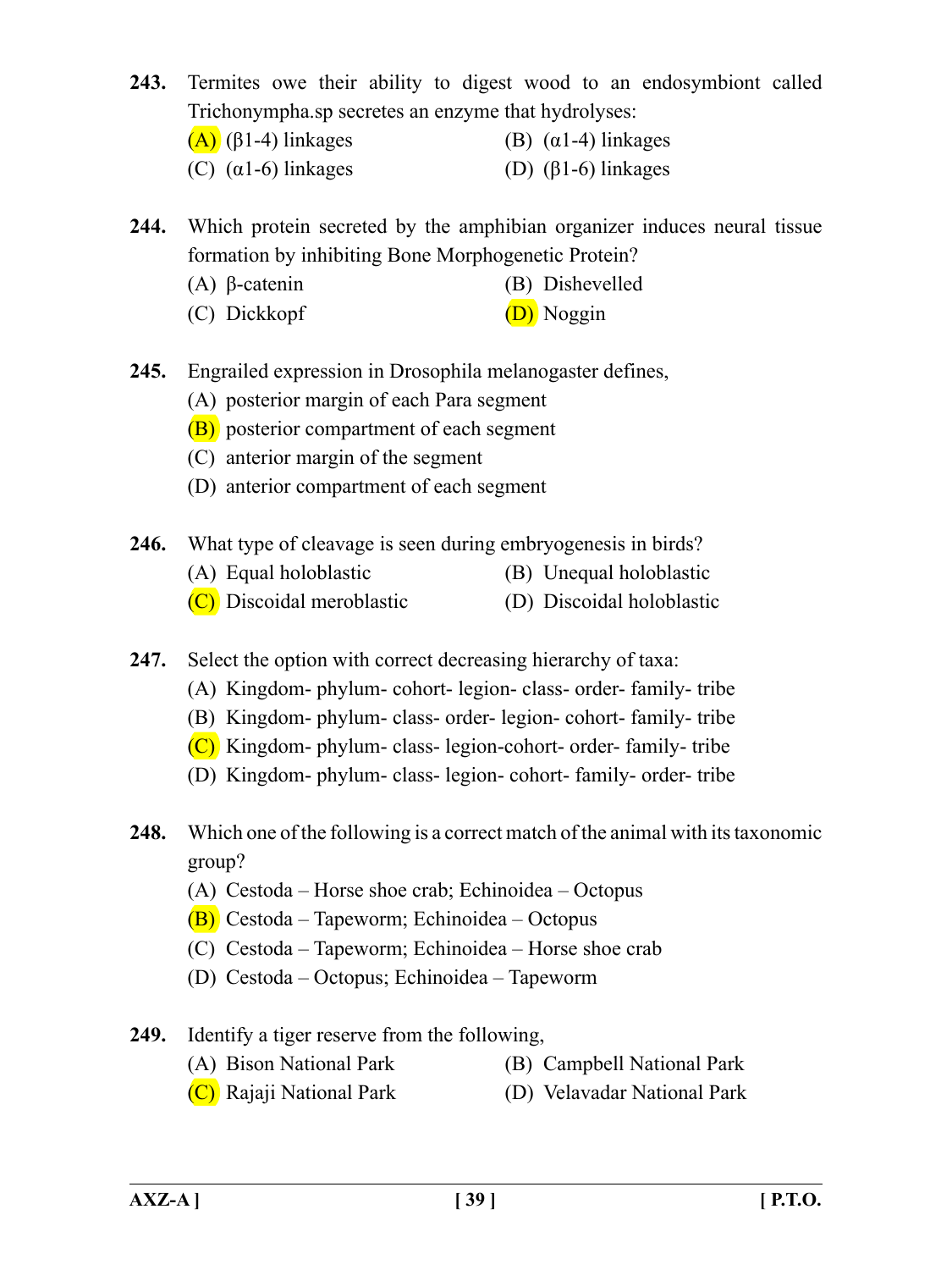**243.** Termites owe their ability to digest wood to an endosymbiont called Trichonympha.sp secretes an enzyme that hydrolyses:

(A) ($\beta$1-4) linkages (B) ($\alpha$1-4) linkages

(C) ($\alpha$1-6) linkages (D) ($\beta$1-6) linkages

**244.** Which protein secreted by the amphibian organizer induces neural tissue formation by inhibiting Bone Morphogenetic Protein?

(A) $\beta$-catenin (B) Dishevelled

(C) Dickkopf (D) Noggin

**245.** Engrailed expression in Drosophila melanogaster defines,

(A) posterior margin of each Para segment

(B) posterior compartment of each segment

(C) anterior margin of the segment

(D) anterior compartment of each segment

**246.** What type of cleavage is seen during embryogenesis in birds?

(A) Equal holoblastic (B) Unequal holoblastic

(C) Discoidal meroblastic (D) Discoidal holoblastic

**247.** Select the option with correct decreasing hierarchy of taxa:

(A) Kingdom- phylum- cohort- legion- class- order- family- tribe

(B) Kingdom- phylum- class- order- legion- cohort- family- tribe

(C) Kingdom- phylum- class- legion-cohort- order- family- tribe

(D) Kingdom- phylum- class- legion- cohort- family- order- tribe

**248.** Which one of the following is a correct match of the animal with its taxonomic group?

(A) Cestoda – Horse shoe crab; Echinoidea – Octopus

(B) Cestoda – Tapeworm; Echinoidea – Octopus

(C) Cestoda – Tapeworm; Echinoidea – Horse shoe crab

(D) Cestoda – Octopus; Echinoidea – Tapeworm

**249.** Identify a tiger reserve from the following,

(A) Bison National Park (B) Campbell National Park

(C) Rajaji National Park (D) Velavadar National Park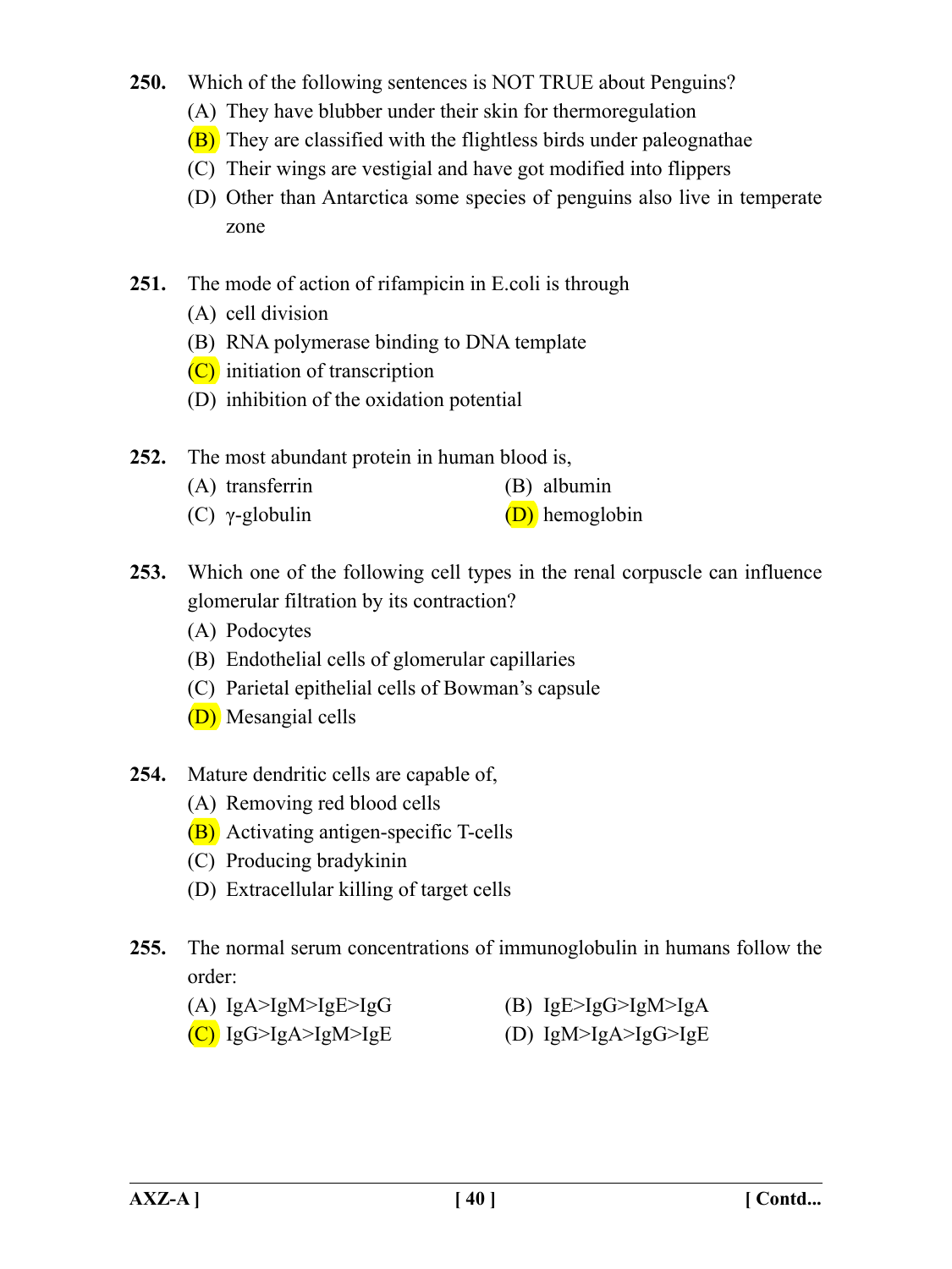**250.** Which of the following sentences is NOT TRUE about Penguins?

(A) They have blubber under their skin for thermoregulation

(B) They are classified with the flightless birds under paleognathae

(C) Their wings are vestigial and have got modified into flippers

(D) Other than Antarctica some species of penguins also live in temperate zone

**251.** The mode of action of rifampicin in E.coli is through

(A) cell division

(B) RNA polymerase binding to DNA template

(C) initiation of transcription

(D) inhibition of the oxidation potential

**252.** The most abundant protein in human blood is,

(A) transferrin

(B) albumin

(C) $\gamma$-globulin

(D) hemoglobin

**253.** Which one of the following cell types in the renal corpuscle can influence glomerular filtration by its contraction?

(A) Podocytes

(B) Endothelial cells of glomerular capillaries

(C) Parietal epithelial cells of Bowman's capsule

(D) Mesangial cells

**254.** Mature dendritic cells are capable of,

(A) Removing red blood cells

(B) Activating antigen-specific T-cells

(C) Producing bradykinin

(D) Extracellular killing of target cells

**255.** The normal serum concentrations of immunoglobulin in humans follow the order:

(A) IgA>IgM>IgE>IgG

(B) IgE>IgG>IgM>IgA

(C) IgG>IgA>IgM>IgE

(D) IgM>IgA>IgG>IgE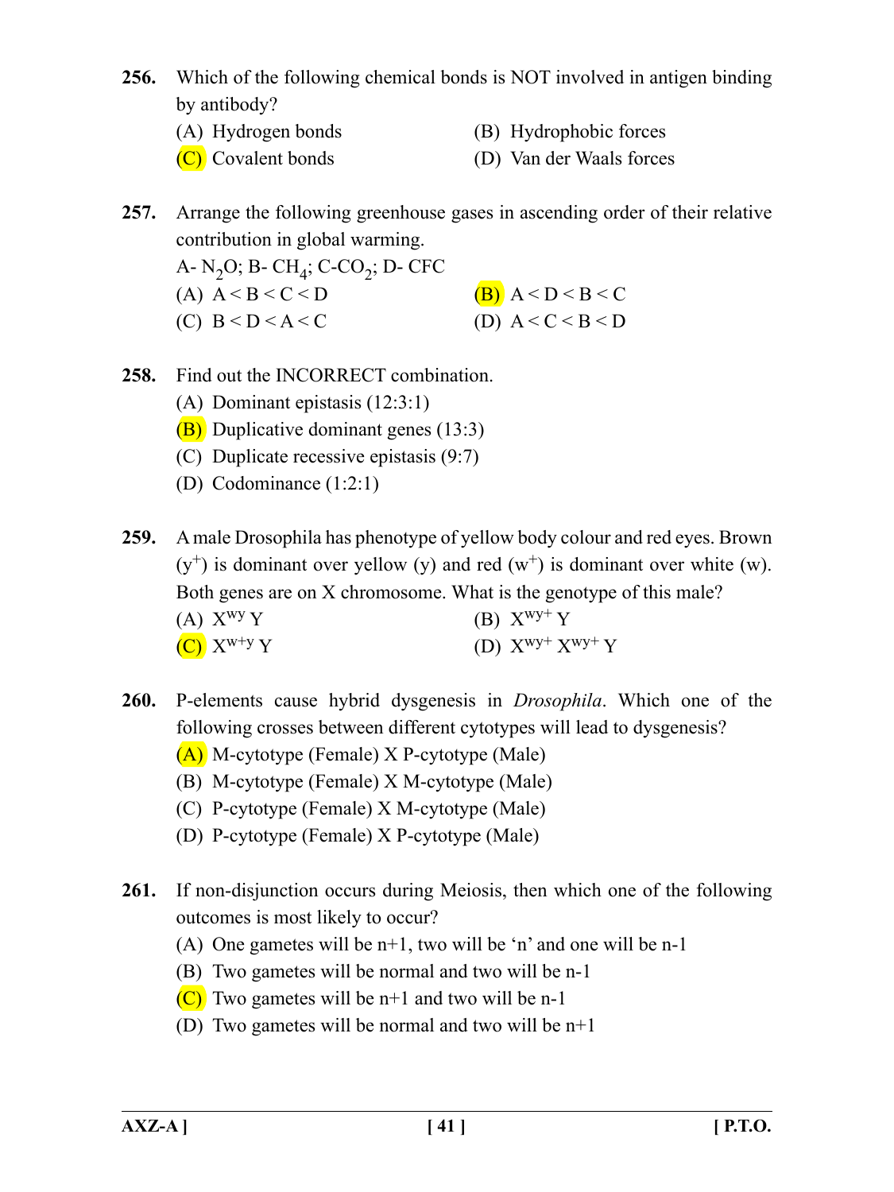**256.** Which of the following chemical bonds is NOT involved in antigen binding by antibody?

(A) Hydrogen bonds
(B) Hydrophobic forces
(C) Covalent bonds
(D) Van der Waals forces

**257.** Arrange the following greenhouse gases in ascending order of their relative contribution in global warming.

A- $N_2O$; B- $CH_4$; C-$CO_2$; D- CFC

(A) A < B < C < D
(B) A < D < B < C
(C) B < D < A < C
(D) A < C < B < D

**258.** Find out the INCORRECT combination.

(A) Dominant epistasis (12:3:1)
(B) Duplicative dominant genes (13:3)
(C) Duplicate recessive epistasis (9:7)
(D) Codominance (1:2:1)

**259.** A male Drosophila has phenotype of yellow body colour and red eyes. Brown ($y^+$) is dominant over yellow (y) and red ($w^+$) is dominant over white (w). Both genes are on X chromosome. What is the genotype of this male?

(A) $X^{wy}$ Y
(B) $X^{wy+}$ Y
(C) $X^{w+y}$ Y
(D) $X^{wy+}$ $X^{wy+}$ Y

**260.** P-elements cause hybrid dysgenesis in *Drosophila*. Which one of the following crosses between different cytotypes will lead to dysgenesis?

(A) M-cytotype (Female) X P-cytotype (Male)
(B) M-cytotype (Female) X M-cytotype (Male)
(C) P-cytotype (Female) X M-cytotype (Male)
(D) P-cytotype (Female) X P-cytotype (Male)

**261.** If non-disjunction occurs during Meiosis, then which one of the following outcomes is most likely to occur?

(A) One gametes will be n+1, two will be 'n' and one will be n-1
(B) Two gametes will be normal and two will be n-1
(C) Two gametes will be n+1 and two will be n-1
(D) Two gametes will be normal and two will be n+1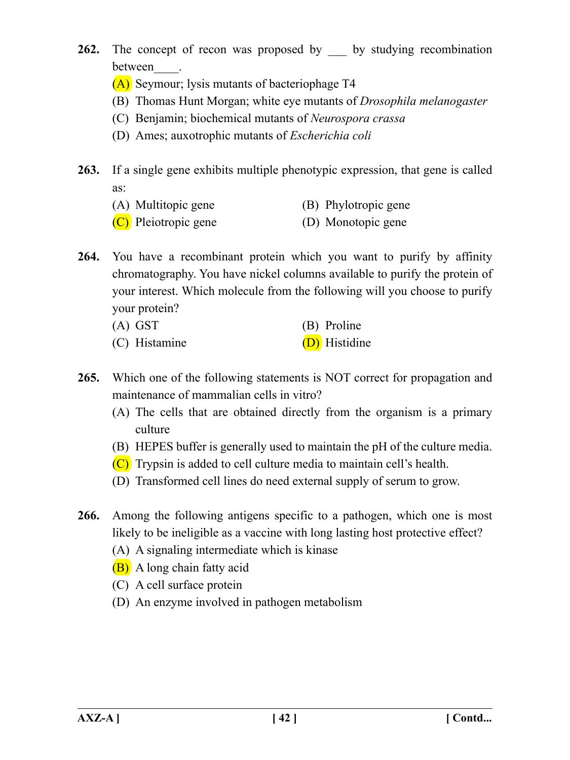**262.** The concept of recon was proposed by ___ by studying recombination between____.

(A) Seymour; lysis mutants of bacteriophage T4

(B) Thomas Hunt Morgan; white eye mutants of *Drosophila melanogaster*

(C) Benjamin; biochemical mutants of *Neurospora crassa*

(D) Ames; auxotrophic mutants of *Escherichia coli*

**263.** If a single gene exhibits multiple phenotypic expression, that gene is called as:

(A) Multitopic gene

(B) Phylotropic gene

(C) Pleiotropic gene

(D) Monotopic gene

**264.** You have a recombinant protein which you want to purify by affinity chromatography. You have nickel columns available to purify the protein of your interest. Which molecule from the following will you choose to purify your protein?

(A) GST

(B) Proline

(C) Histamine

(D) Histidine

**265.** Which one of the following statements is NOT correct for propagation and maintenance of mammalian cells in vitro?

(A) The cells that are obtained directly from the organism is a primary culture

(B) HEPES buffer is generally used to maintain the pH of the culture media.

(C) Trypsin is added to cell culture media to maintain cell's health.

(D) Transformed cell lines do need external supply of serum to grow.

**266.** Among the following antigens specific to a pathogen, which one is most likely to be ineligible as a vaccine with long lasting host protective effect?

(A) A signaling intermediate which is kinase

(B) A long chain fatty acid

(C) A cell surface protein

(D) An enzyme involved in pathogen metabolism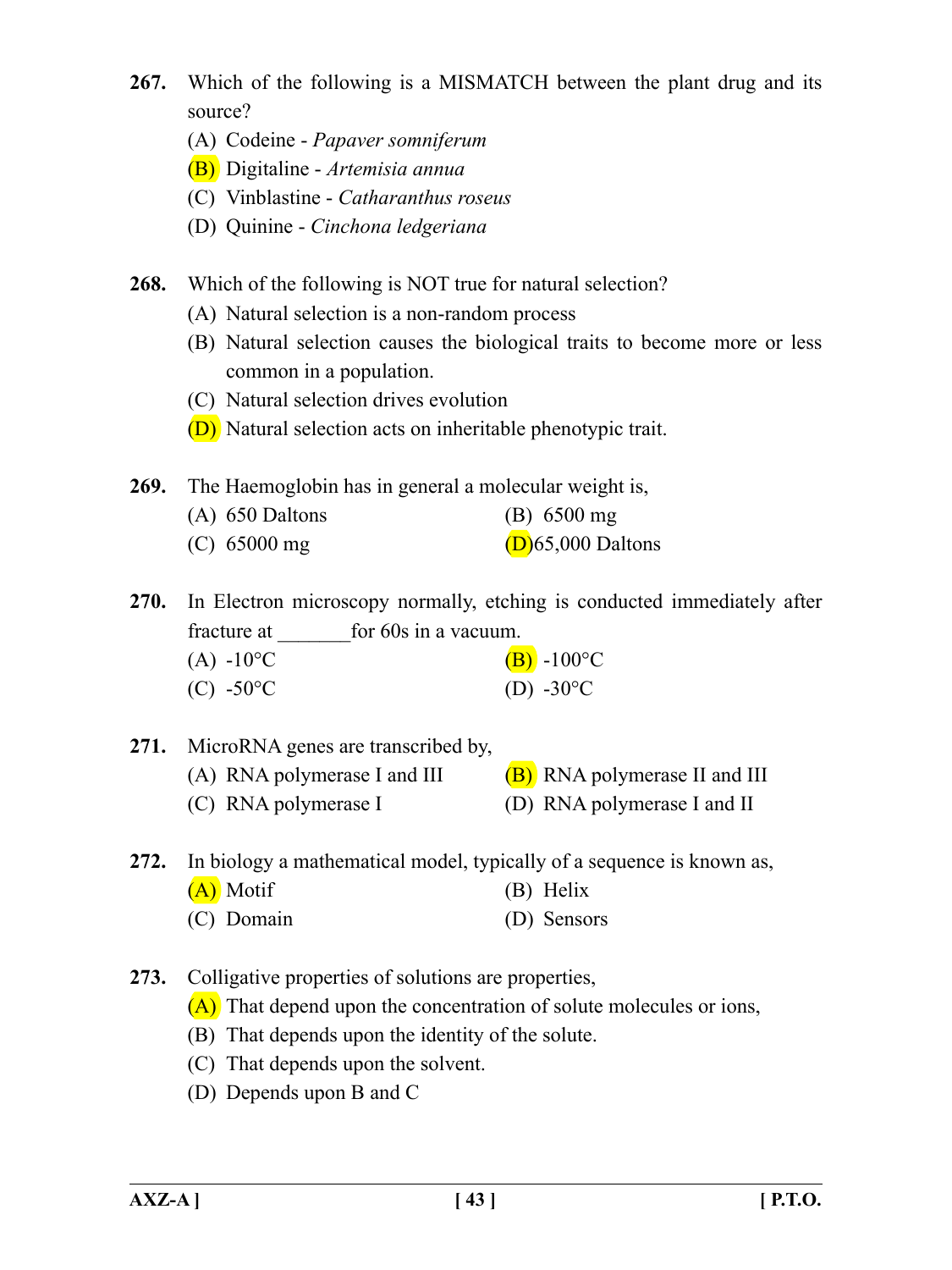**267.** Which of the following is a MISMATCH between the plant drug and its source?

(A) Codeine - *Papaver somniferum*

(B) Digitaline - *Artemisia annua*

(C) Vinblastine - *Catharanthus roseus*

(D) Quinine - *Cinchona ledgeriana*

**268.** Which of the following is NOT true for natural selection?

(A) Natural selection is a non-random process

(B) Natural selection causes the biological traits to become more or less common in a population.

(C) Natural selection drives evolution

(D) Natural selection acts on inheritable phenotypic trait.

**269.** The Haemoglobin has in general a molecular weight is,

(A) 650 Daltons

(B) 6500 mg

(C) 65000 mg

(D) 65,000 Daltons

**270.** In Electron microscopy normally, etching is conducted immediately after fracture at _______for 60s in a vacuum.

(A) -10°C

(B) -100°C

(C) -50°C

(D) -30°C

**271.** MicroRNA genes are transcribed by,

(A) RNA polymerase I and III

(B) RNA polymerase II and III

(C) RNA polymerase I

(D) RNA polymerase I and II

**272.** In biology a mathematical model, typically of a sequence is known as,

(A) Motif

(B) Helix

(C) Domain

(D) Sensors

**273.** Colligative properties of solutions are properties,

(A) That depend upon the concentration of solute molecules or ions,

(B) That depends upon the identity of the solute.

(C) That depends upon the solvent.

(D) Depends upon B and C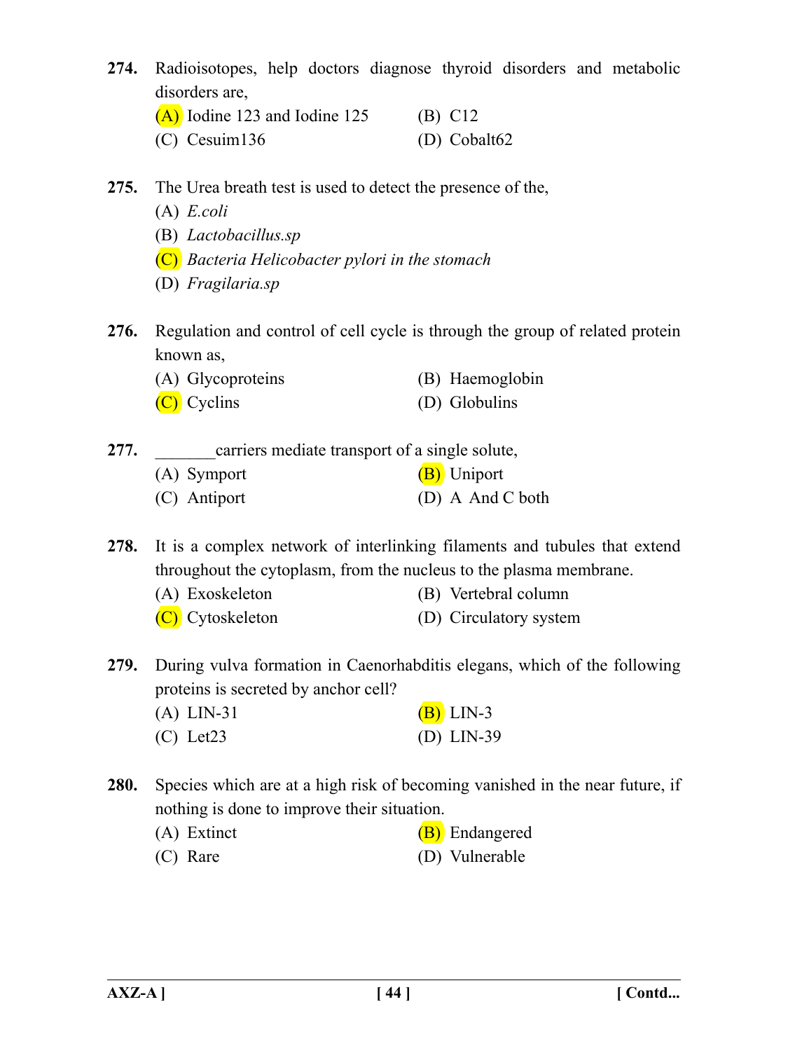**274.** Radioisotopes, help doctors diagnose thyroid disorders and metabolic disorders are,

(A) Iodine 123 and Iodine 125

(B) C12

(C) Cesuim136

(D) Cobalt62

**275.** The Urea breath test is used to detect the presence of the,

(A) *E.coli*

(B) *Lactobacillus.sp*

(C) *Bacteria Helicobacter pylori in the stomach*

(D) *Fragilaria.sp*

**276.** Regulation and control of cell cycle is through the group of related protein known as,

(A) Glycoproteins

(B) Haemoglobin

(C) Cyclins

(D) Globulins

**277.** _______carriers mediate transport of a single solute,

(A) Symport

(B) Uniport

(C) Antiport

(D) A And C both

**278.** It is a complex network of interlinking filaments and tubules that extend throughout the cytoplasm, from the nucleus to the plasma membrane.

(A) Exoskeleton

(B) Vertebral column

(C) Cytoskeleton

(D) Circulatory system

**279.** During vulva formation in Caenorhabditis elegans, which of the following proteins is secreted by anchor cell?

(A) LIN-31

(B) LIN-3

(C) Let23

(D) LIN-39

**280.** Species which are at a high risk of becoming vanished in the near future, if nothing is done to improve their situation.

(A) Extinct

(B) Endangered

(C) Rare

(D) Vulnerable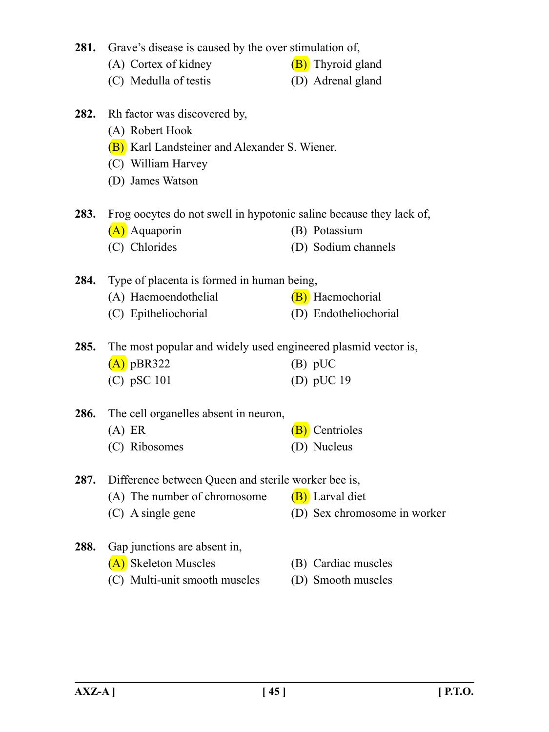**281.** Grave's disease is caused by the over stimulation of,

(A) Cortex of kidney
(B) Thyroid gland
(C) Medulla of testis
(D) Adrenal gland

**282.** Rh factor was discovered by,

(A) Robert Hook
(B) Karl Landsteiner and Alexander S. Wiener.
(C) William Harvey
(D) James Watson

**283.** Frog oocytes do not swell in hypotonic saline because they lack of,

(A) Aquaporin
(B) Potassium
(C) Chlorides
(D) Sodium channels

**284.** Type of placenta is formed in human being,

(A) Haemoendothelial
(B) Haemochorial
(C) Epitheliochorial
(D) Endotheliochorial

**285.** The most popular and widely used engineered plasmid vector is,

(A) pBR322
(B) pUC
(C) pSC 101
(D) pUC 19

**286.** The cell organelles absent in neuron,

(A) ER
(B) Centrioles
(C) Ribosomes
(D) Nucleus

**287.** Difference between Queen and sterile worker bee is,

(A) The number of chromosome
(B) Larval diet
(C) A single gene
(D) Sex chromosome in worker

**288.** Gap junctions are absent in,

(A) Skeleton Muscles
(B) Cardiac muscles
(C) Multi-unit smooth muscles
(D) Smooth muscles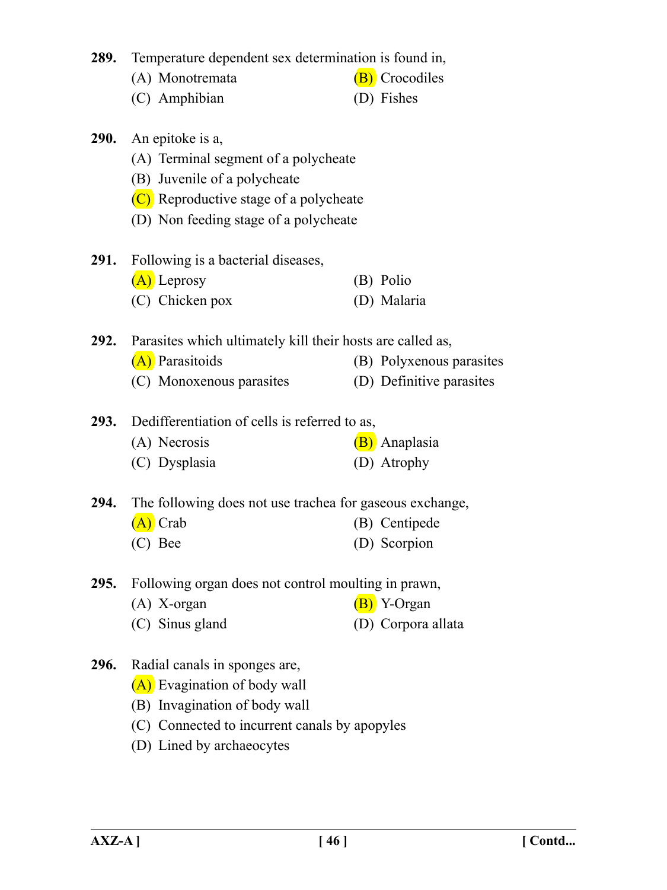**289.** Temperature dependent sex determination is found in,

(A) Monotremata (B) Crocodiles

(C) Amphibian (D) Fishes

**290.** An epitoke is a,

(A) Terminal segment of a polycheate

(B) Juvenile of a polycheate

(C) Reproductive stage of a polycheate

(D) Non feeding stage of a polycheate

**291.** Following is a bacterial diseases,

(A) Leprosy (B) Polio

(C) Chicken pox (D) Malaria

**292.** Parasites which ultimately kill their hosts are called as,

(A) Parasitoids (B) Polyxenous parasites

(C) Monoxenous parasites (D) Definitive parasites

**293.** Dedifferentiation of cells is referred to as,

(A) Necrosis (B) Anaplasia

(C) Dysplasia (D) Atrophy

**294.** The following does not use trachea for gaseous exchange,

(A) Crab (B) Centipede

(C) Bee (D) Scorpion

**295.** Following organ does not control moulting in prawn,

(A) X-organ (B) Y-Organ

(C) Sinus gland (D) Corpora allata

**296.** Radial canals in sponges are,

(A) Evagination of body wall

(B) Invagination of body wall

(C) Connected to incurrent canals by apopyles

(D) Lined by archaeocytes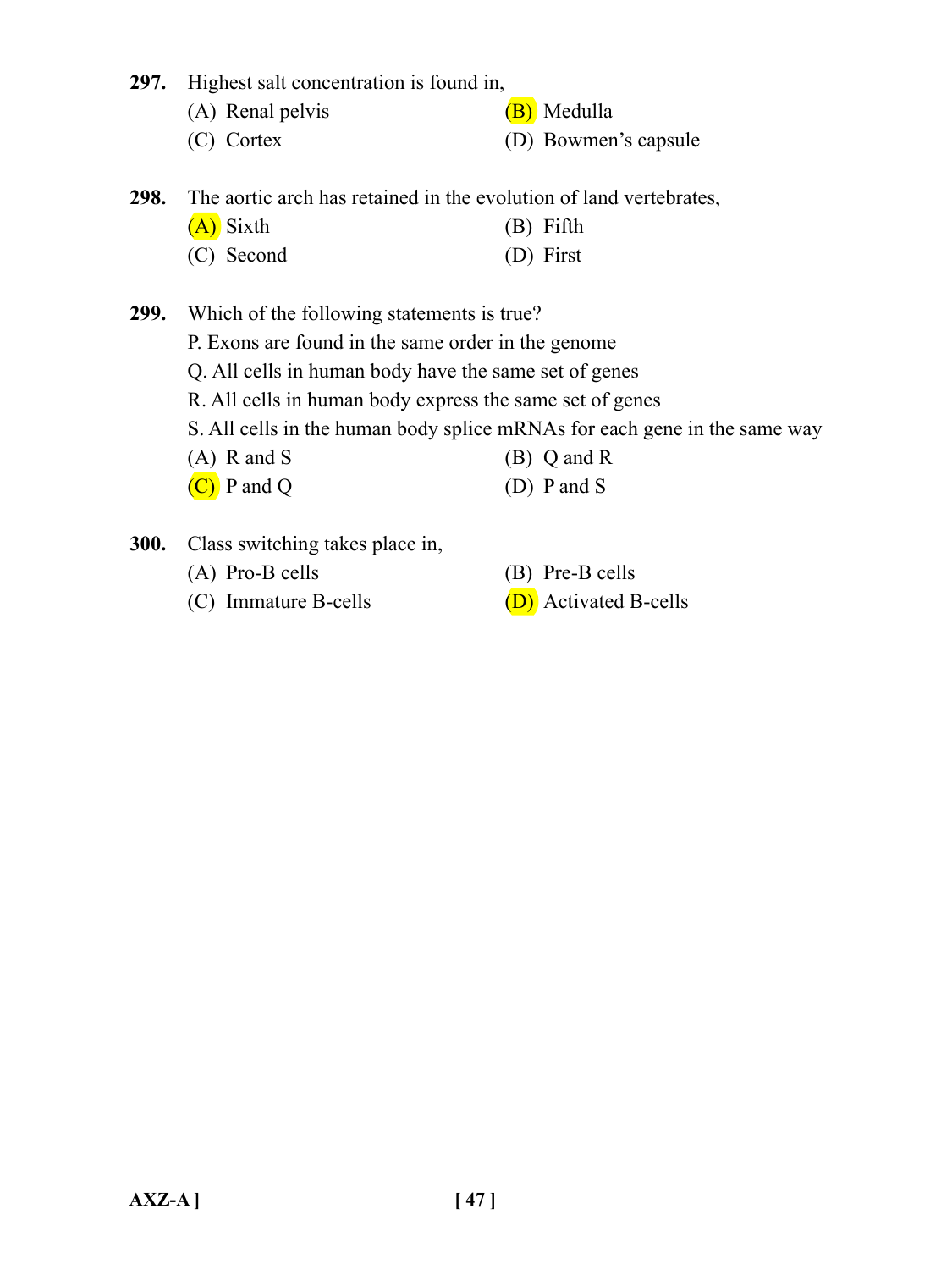**297.** Highest salt concentration is found in,

(A) Renal pelvis
(B) Medulla
(C) Cortex
(D) Bowmen's capsule

**298.** The aortic arch has retained in the evolution of land vertebrates,

(A) Sixth
(B) Fifth
(C) Second
(D) First

**299.** Which of the following statements is true?

P. Exons are found in the same order in the genome

Q. All cells in human body have the same set of genes

R. All cells in human body express the same set of genes

S. All cells in the human body splice mRNAs for each gene in the same way

(A) R and S
(B) Q and R
(C) P and Q
(D) P and S

**300.** Class switching takes place in,

(A) Pro-B cells
(B) Pre-B cells
(C) Immature B-cells
(D) Activated B-cells